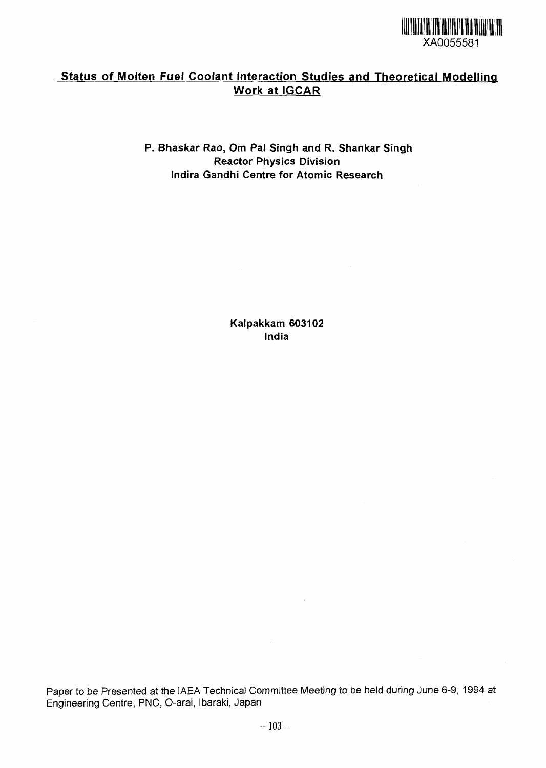XA0055581

# Status of Molten Fuel Coolant Interaction Studies and Theoretical Modelling Work at IGCAR

**P. Bhaskar Rao, Om Pal Singh and R. Shankar Singh**
**Reactor Physics Division**
**Indira Gandhi Centre for Atomic Research**

**Kalpakkam 603102**
**India**

Paper to be Presented at the IAEA Technical Committee Meeting to be held during June 6-9, 1994 at Engineering Centre, PNC, O-arai, Ibaraki, Japan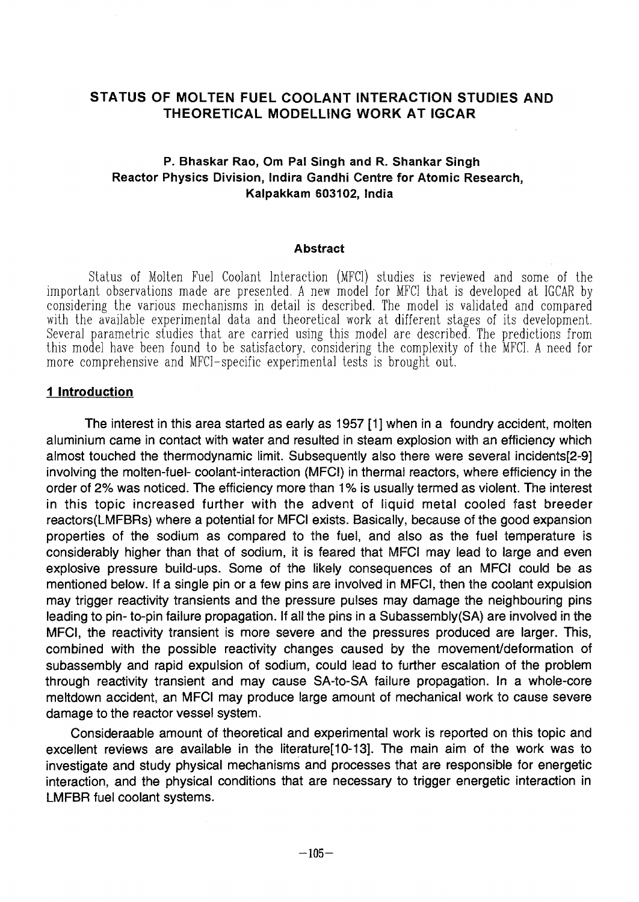# STATUS OF MOLTEN FUEL COOLANT INTERACTION STUDIES AND THEORETICAL MODELLING WORK AT IGCAR

**P. Bhaskar Rao, Om Pal Singh and R. Shankar Singh**
**Reactor Physics Division, Indira Gandhi Centre for Atomic Research, Kalpakkam 603102, India**

### Abstract

Status of Molten Fuel Coolant Interaction (MFCI) studies is reviewed and some of the important observations made are presented. A new model for MFCI that is developed at IGCAR by considering the various mechanisms in detail is described. The model is validated and compared with the available experimental data and theoretical work at different stages of its development. Several parametric studies that are carried using this model are described. The predictions from this model have been found to be satisfactory, considering the complexity of the MFCI. A need for more comprehensive and MFCI-specific experimental tests is brought out.

## 1 Introduction

The interest in this area started as early as 1957 [1] when in a foundry accident, molten aluminium came in contact with water and resulted in steam explosion with an efficiency which almost touched the thermodynamic limit. Subsequently also there were several incidents[2-9] involving the molten-fuel- coolant-interaction (MFCI) in thermal reactors, where efficiency in the order of 2% was noticed. The efficiency more than 1% is usually termed as violent. The interest in this topic increased further with the advent of liquid metal cooled fast breeder reactors(LMFBRs) where a potential for MFCI exists. Basically, because of the good expansion properties of the sodium as compared to the fuel, and also as the fuel temperature is considerably higher than that of sodium, it is feared that MFCI may lead to large and even explosive pressure build-ups. Some of the likely consequences of an MFCI could be as mentioned below. If a single pin or a few pins are involved in MFCI, then the coolant expulsion may trigger reactivity transients and the pressure pulses may damage the neighbouring pins leading to pin- to-pin failure propagation. If all the pins in a Subassembly(SA) are involved in the MFCI, the reactivity transient is more severe and the pressures produced are larger. This, combined with the possible reactivity changes caused by the movement/deformation of subassembly and rapid expulsion of sodium, could lead to further escalation of the problem through reactivity transient and may cause SA-to-SA failure propagation. In a whole-core meltdown accident, an MFCI may produce large amount of mechanical work to cause severe damage to the reactor vessel system.

Consideraable amount of theoretical and experimental work is reported on this topic and excellent reviews are available in the literature[10-13]. The main aim of the work was to investigate and study physical mechanisms and processes that are responsible for energetic interaction, and the physical conditions that are necessary to trigger energetic interaction in LMFBR fuel coolant systems.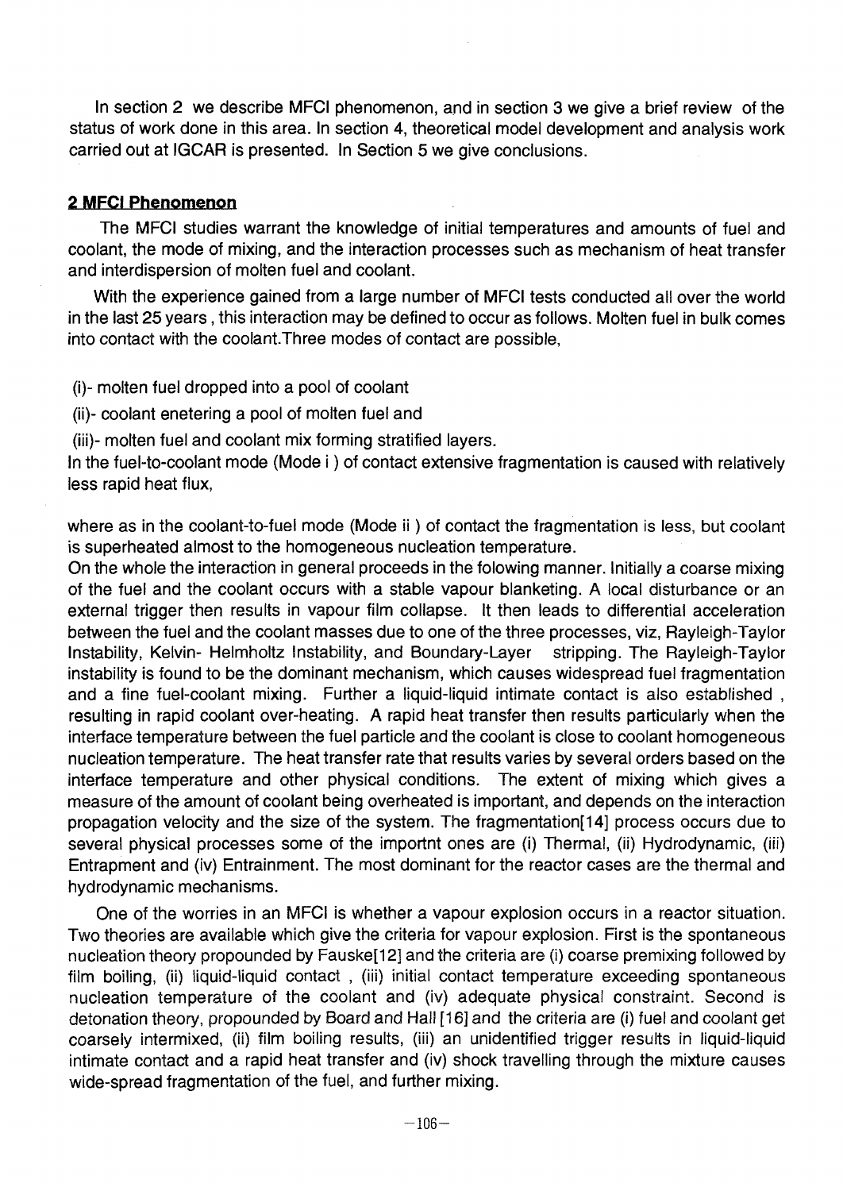In section 2 we describe MFCI phenomenon, and in section 3 we give a brief review of the status of work done in this area. In section 4, theoretical model development and analysis work carried out at IGCAR is presented. In Section 5 we give conclusions.

## 2 MFCI Phenomenon

The MFCI studies warrant the knowledge of initial temperatures and amounts of fuel and coolant, the mode of mixing, and the interaction processes such as mechanism of heat transfer and interdispersion of molten fuel and coolant.

With the experience gained from a large number of MFCI tests conducted all over the world in the last 25 years , this interaction may be defined to occur as follows. Molten fuel in bulk comes into contact with the coolant.Three modes of contact are possible,

(i)- molten fuel dropped into a pool of coolant

(ii)- coolant enetering a pool of molten fuel and

(iii)- molten fuel and coolant mix forming stratified layers.

In the fuel-to-coolant mode (Mode i ) of contact extensive fragmentation is caused with relatively less rapid heat flux,

where as in the coolant-to-fuel mode (Mode ii ) of contact the fragmentation is less, but coolant is superheated almost to the homogeneous nucleation temperature.

On the whole the interaction in general proceeds in the folowing manner. Initially a coarse mixing of the fuel and the coolant occurs with a stable vapour blanketing. A local disturbance or an external trigger then results in vapour film collapse. It then leads to differential acceleration between the fuel and the coolant masses due to one of the three processes, viz, Rayleigh-Taylor Instability, Kelvin- Helmholtz Instability, and Boundary-Layer stripping. The Rayleigh-Taylor instability is found to be the dominant mechanism, which causes widespread fuel fragmentation and a fine fuel-coolant mixing. Further a liquid-liquid intimate contact is also established , resulting in rapid coolant over-heating. A rapid heat transfer then results particularly when the interface temperature between the fuel particle and the coolant is close to coolant homogeneous nucleation temperature. The heat transfer rate that results varies by several orders based on the interface temperature and other physical conditions. The extent of mixing which gives a measure of the amount of coolant being overheated is important, and depends on the interaction propagation velocity and the size of the system. The fragmentation[14] process occurs due to several physical processes some of the importnt ones are (i) Thermal, (ii) Hydrodynamic, (iii) Entrapment and (iv) Entrainment. The most dominant for the reactor cases are the thermal and hydrodynamic mechanisms.

One of the worries in an MFCI is whether a vapour explosion occurs in a reactor situation. Two theories are available which give the criteria for vapour explosion. First is the spontaneous nucleation theory propounded by Fauske[12] and the criteria are (i) coarse premixing followed by film boiling, (ii) liquid-liquid contact , (iii) initial contact temperature exceeding spontaneous nucleation temperature of the coolant and (iv) adequate physical constraint. Second is detonation theory, propounded by Board and Hall [16] and the criteria are (i) fuel and coolant get coarsely intermixed, (ii) film boiling results, (iii) an unidentified trigger results in liquid-liquid intimate contact and a rapid heat transfer and (iv) shock travelling through the mixture causes wide-spread fragmentation of the fuel, and further mixing.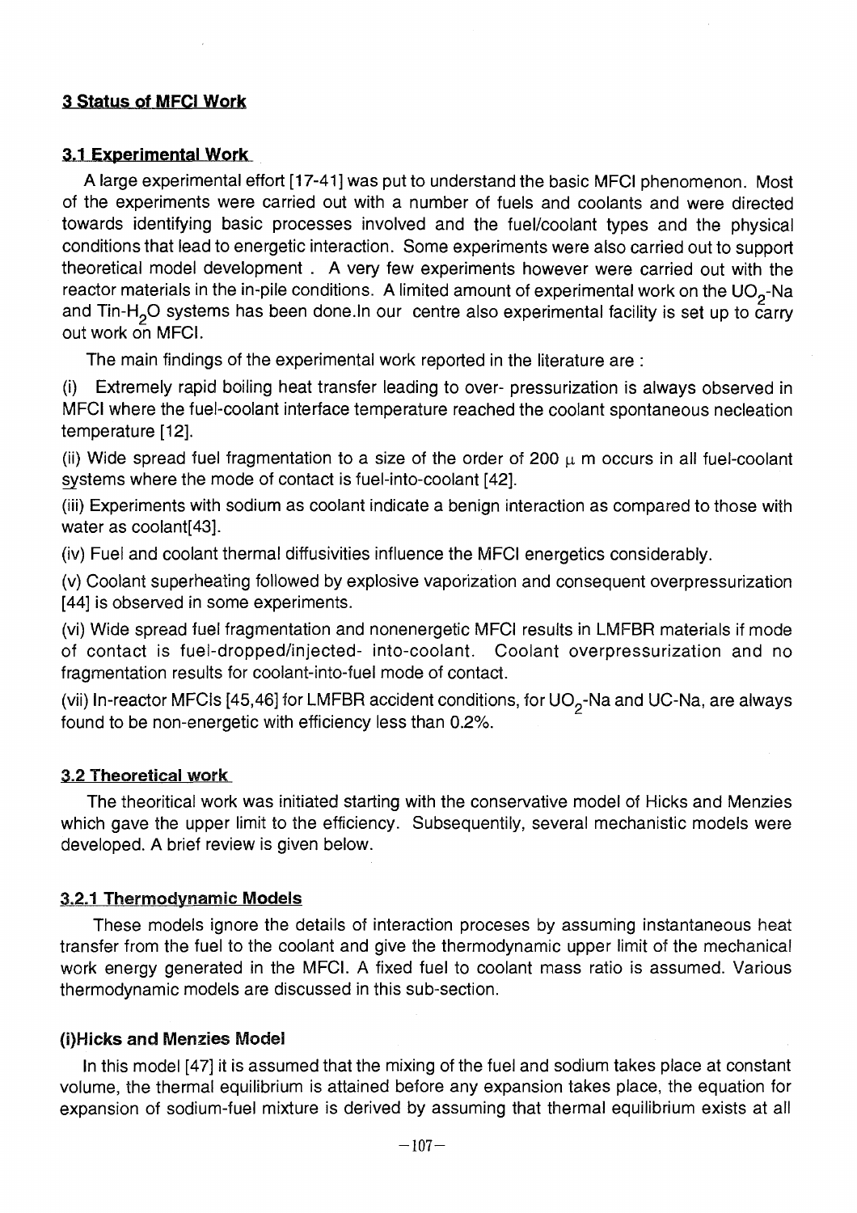## 3 Status of MFCI Work

### 3.1 Experimental Work

A large experimental effort [17-41] was put to understand the basic MFCI phenomenon. Most of the experiments were carried out with a number of fuels and coolants and were directed towards identifying basic processes involved and the fuel/coolant types and the physical conditions that lead to energetic interaction. Some experiments were also carried out to support theoretical model development . A very few experiments however were carried out with the reactor materials in the in-pile conditions. A limited amount of experimental work on the $UO_2$-Na and Tin-$H_2O$ systems has been done.In our centre also experimental facility is set up to carry out work on MFCI.

The main findings of the experimental work reported in the literature are :

(i) Extremely rapid boiling heat transfer leading to over- pressurization is always observed in MFCI where the fuel-coolant interface temperature reached the coolant spontaneous necleation temperature [12].

(ii) Wide spread fuel fragmentation to a size of the order of 200 $\mu$ m occurs in all fuel-coolant systems where the mode of contact is fuel-into-coolant [42].

(iii) Experiments with sodium as coolant indicate a benign interaction as compared to those with water as coolant[43].

(iv) Fuel and coolant thermal diffusivities influence the MFCI energetics considerably.

(v) Coolant superheating followed by explosive vaporization and consequent overpressurization [44] is observed in some experiments.

(vi) Wide spread fuel fragmentation and nonenergetic MFCI results in LMFBR materials if mode of contact is fuel-dropped/injected- into-coolant. Coolant overpressurization and no fragmentation results for coolant-into-fuel mode of contact.

(vii) In-reactor MFCIs [45,46] for LMFBR accident conditions, for $UO_2$-Na and UC-Na, are always found to be non-energetic with efficiency less than 0.2%.

### 3.2 Theoretical work

The theoritical work was initiated starting with the conservative model of Hicks and Menzies which gave the upper limit to the efficiency. Subsequentily, several mechanistic models were developed. A brief review is given below.

#### 3.2.1 Thermodynamic Models

These models ignore the details of interaction proceses by assuming instantaneous heat transfer from the fuel to the coolant and give the thermodynamic upper limit of the mechanical work energy generated in the MFCI. A fixed fuel to coolant mass ratio is assumed. Various thermodynamic models are discussed in this sub-section.

**(i)Hicks and Menzies Model**

In this model [47] it is assumed that the mixing of the fuel and sodium takes place at constant volume, the thermal equilibrium is attained before any expansion takes place, the equation for expansion of sodium-fuel mixture is derived by assuming that thermal equilibrium exists at all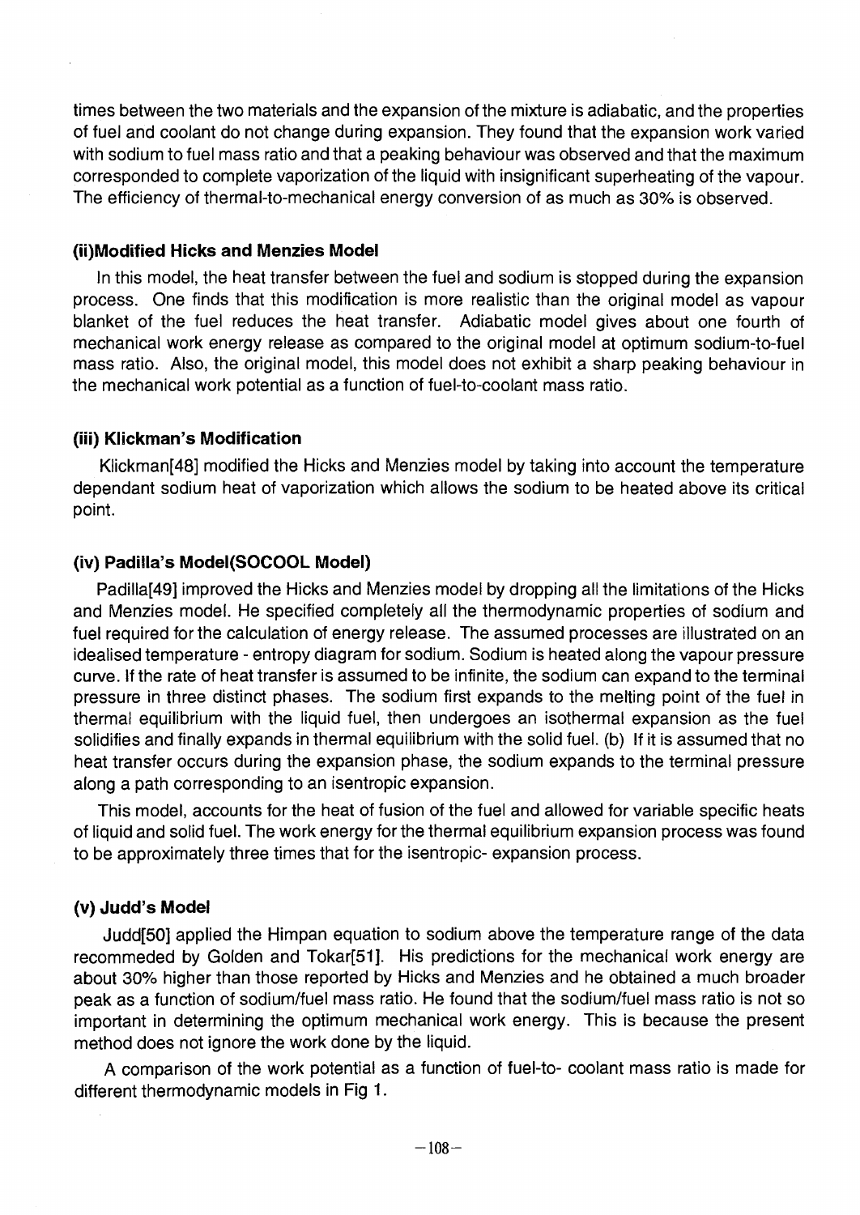times between the two materials and the expansion of the mixture is adiabatic, and the properties of fuel and coolant do not change during expansion. They found that the expansion work varied with sodium to fuel mass ratio and that a peaking behaviour was observed and that the maximum corresponded to complete vaporization of the liquid with insignificant superheating of the vapour. The efficiency of thermal-to-mechanical energy conversion of as much as 30% is observed.

### (ii)Modified Hicks and Menzies Model

In this model, the heat transfer between the fuel and sodium is stopped during the expansion process. One finds that this modification is more realistic than the original model as vapour blanket of the fuel reduces the heat transfer. Adiabatic model gives about one fourth of mechanical work energy release as compared to the original model at optimum sodium-to-fuel mass ratio. Also, the original model, this model does not exhibit a sharp peaking behaviour in the mechanical work potential as a function of fuel-to-coolant mass ratio.

### (iii) Klickman's Modification

Klickman[48] modified the Hicks and Menzies model by taking into account the temperature dependant sodium heat of vaporization which allows the sodium to be heated above its critical point.

### (iv) Padilla's Model(SOCOOL Model)

Padilla[49] improved the Hicks and Menzies model by dropping all the limitations of the Hicks and Menzies model. He specified completely all the thermodynamic properties of sodium and fuel required for the calculation of energy release. The assumed processes are illustrated on an idealised temperature - entropy diagram for sodium. Sodium is heated along the vapour pressure curve. If the rate of heat transfer is assumed to be infinite, the sodium can expand to the terminal pressure in three distinct phases. The sodium first expands to the melting point of the fuel in thermal equilibrium with the liquid fuel, then undergoes an isothermal expansion as the fuel solidifies and finally expands in thermal equilibrium with the solid fuel. (b) If it is assumed that no heat transfer occurs during the expansion phase, the sodium expands to the terminal pressure along a path corresponding to an isentropic expansion.

This model, accounts for the heat of fusion of the fuel and allowed for variable specific heats of liquid and solid fuel. The work energy for the thermal equilibrium expansion process was found to be approximately three times that for the isentropic- expansion process.

### (v) Judd's Model

Judd[50] applied the Himpan equation to sodium above the temperature range of the data recommeded by Golden and Tokar[51]. His predictions for the mechanical work energy are about 30% higher than those reported by Hicks and Menzies and he obtained a much broader peak as a function of sodium/fuel mass ratio. He found that the sodium/fuel mass ratio is not so important in determining the optimum mechanical work energy. This is because the present method does not ignore the work done by the liquid.

A comparison of the work potential as a function of fuel-to- coolant mass ratio is made for different thermodynamic models in Fig 1.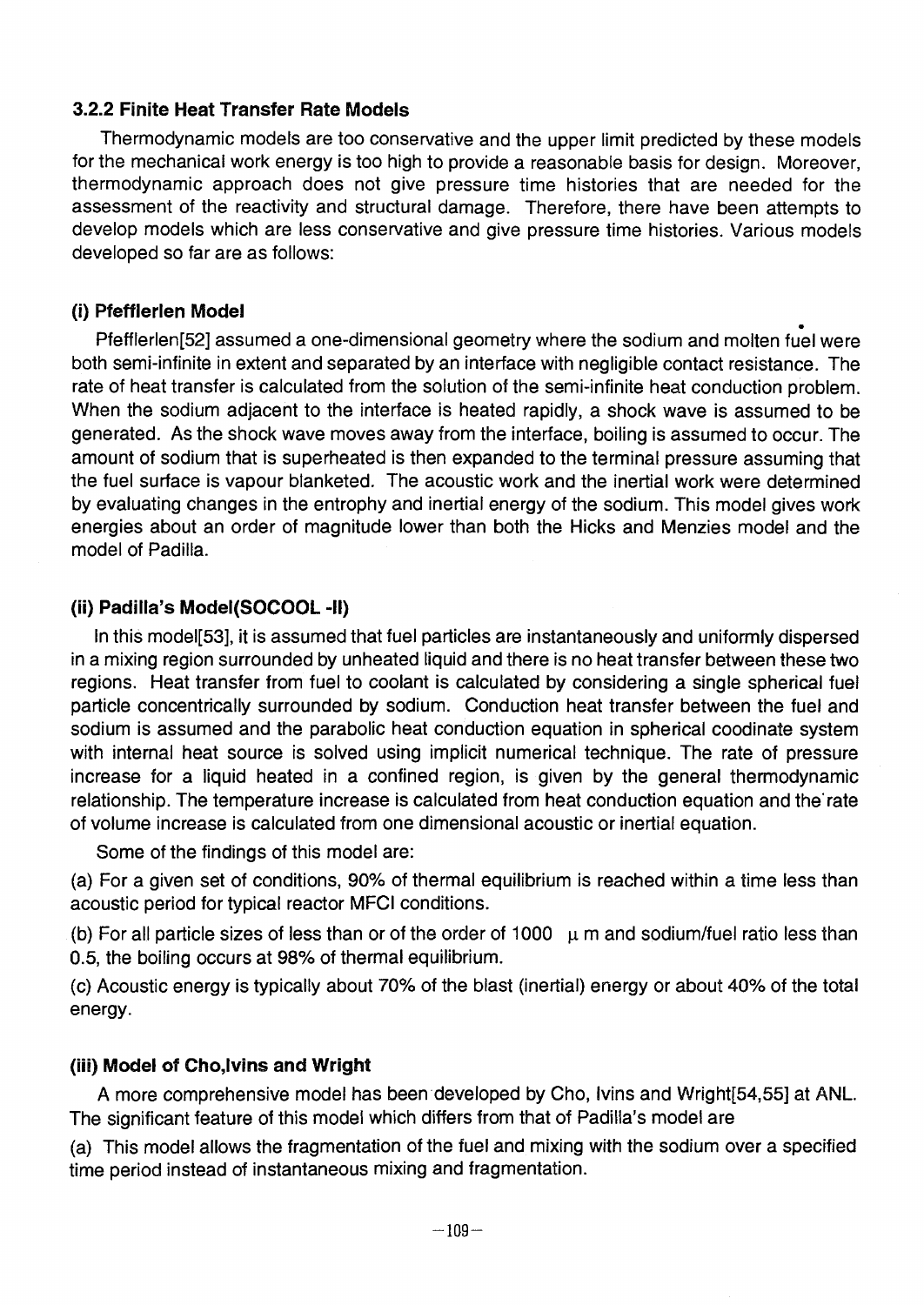### 3.2.2 Finite Heat Transfer Rate Models

Thermodynamic models are too conservative and the upper limit predicted by these models for the mechanical work energy is too high to provide a reasonable basis for design. Moreover, thermodynamic approach does not give pressure time histories that are needed for the assessment of the reactivity and structural damage. Therefore, there have been attempts to develop models which are less conservative and give pressure time histories. Various models developed so far are as follows:

#### (i) Pfefflerlen Model

Pfefflerlen[52] assumed a one-dimensional geometry where the sodium and molten fuel were both semi-infinite in extent and separated by an interface with negligible contact resistance. The rate of heat transfer is calculated from the solution of the semi-infinite heat conduction problem. When the sodium adjacent to the interface is heated rapidly, a shock wave is assumed to be generated. As the shock wave moves away from the interface, boiling is assumed to occur. The amount of sodium that is superheated is then expanded to the terminal pressure assuming that the fuel surface is vapour blanketed. The acoustic work and the inertial work were determined by evaluating changes in the entrophy and inertial energy of the sodium. This model gives work energies about an order of magnitude lower than both the Hicks and Menzies model and the model of Padilla.

#### (ii) Padilla's Model(SOCOOL -II)

In this model[53], it is assumed that fuel particles are instantaneously and uniformly dispersed in a mixing region surrounded by unheated liquid and there is no heat transfer between these two regions. Heat transfer from fuel to coolant is calculated by considering a single spherical fuel particle concentrically surrounded by sodium. Conduction heat transfer between the fuel and sodium is assumed and the parabolic heat conduction equation in spherical coodinate system with internal heat source is solved using implicit numerical technique. The rate of pressure increase for a liquid heated in a confined region, is given by the general thermodynamic relationship. The temperature increase is calculated from heat conduction equation and the rate of volume increase is calculated from one dimensional acoustic or inertial equation.

Some of the findings of this model are:

(a) For a given set of conditions, 90% of thermal equilibrium is reached within a time less than acoustic period for typical reactor MFCI conditions.

(b) For all particle sizes of less than or of the order of 1000 $\mu$ m and sodium/fuel ratio less than 0.5, the boiling occurs at 98% of thermal equilibrium.

(c) Acoustic energy is typically about 70% of the blast (inertial) energy or about 40% of the total energy.

#### (iii) Model of Cho,Ivins and Wright

A more comprehensive model has been developed by Cho, Ivins and Wright[54,55] at ANL. The significant feature of this model which differs from that of Padilla's model are

(a) This model allows the fragmentation of the fuel and mixing with the sodium over a specified time period instead of instantaneous mixing and fragmentation.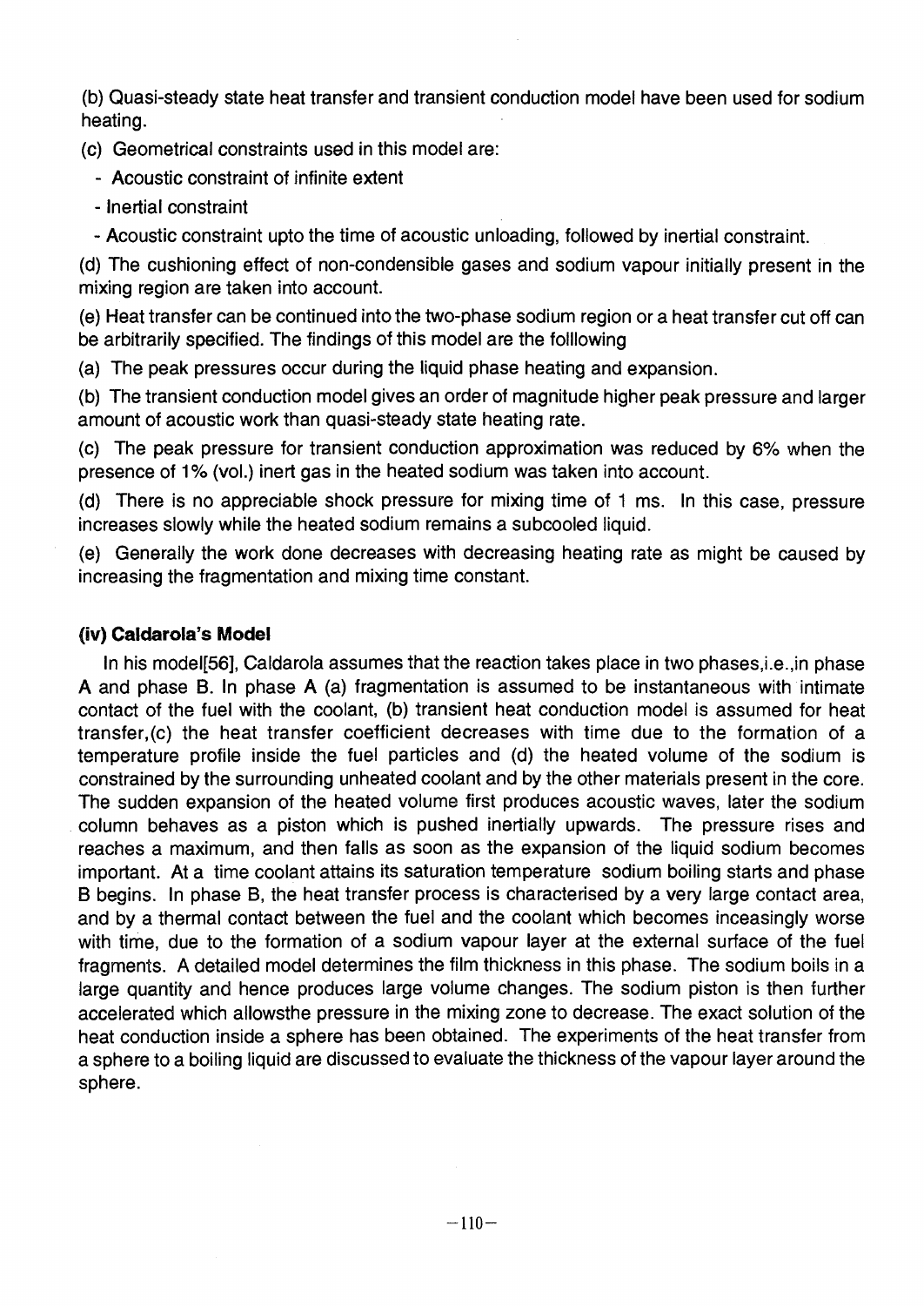(b) Quasi-steady state heat transfer and transient conduction model have been used for sodium heating.

(c) Geometrical constraints used in this model are:

- Acoustic constraint of infinite extent
- Inertial constraint
- Acoustic constraint upto the time of acoustic unloading, followed by inertial constraint.

(d) The cushioning effect of non-condensible gases and sodium vapour initially present in the mixing region are taken into account.

(e) Heat transfer can be continued into the two-phase sodium region or a heat transfer cut off can be arbitrarily specified. The findings of this model are the folllowing

(a) The peak pressures occur during the liquid phase heating and expansion.

(b) The transient conduction model gives an order of magnitude higher peak pressure and larger amount of acoustic work than quasi-steady state heating rate.

(c) The peak pressure for transient conduction approximation was reduced by 6% when the presence of 1% (vol.) inert gas in the heated sodium was taken into account.

(d) There is no appreciable shock pressure for mixing time of 1 ms. In this case, pressure increases slowly while the heated sodium remains a subcooled liquid.

(e) Generally the work done decreases with decreasing heating rate as might be caused by increasing the fragmentation and mixing time constant.

### (iv) Caldarola's Model

In his model[56], Caldarola assumes that the reaction takes place in two phases,i.e.,in phase A and phase B. In phase A (a) fragmentation is assumed to be instantaneous with intimate contact of the fuel with the coolant, (b) transient heat conduction model is assumed for heat transfer,(c) the heat transfer coefficient decreases with time due to the formation of a temperature profile inside the fuel particles and (d) the heated volume of the sodium is constrained by the surrounding unheated coolant and by the other materials present in the core. The sudden expansion of the heated volume first produces acoustic waves, later the sodium column behaves as a piston which is pushed inertially upwards. The pressure rises and reaches a maximum, and then falls as soon as the expansion of the liquid sodium becomes important. At a time coolant attains its saturation temperature sodium boiling starts and phase B begins. In phase B, the heat transfer process is characterised by a very large contact area, and by a thermal contact between the fuel and the coolant which becomes inceasingly worse with time, due to the formation of a sodium vapour layer at the external surface of the fuel fragments. A detailed model determines the film thickness in this phase. The sodium boils in a large quantity and hence produces large volume changes. The sodium piston is then further accelerated which allowsthe pressure in the mixing zone to decrease. The exact solution of the heat conduction inside a sphere has been obtained. The experiments of the heat transfer from a sphere to a boiling liquid are discussed to evaluate the thickness of the vapour layer around the sphere.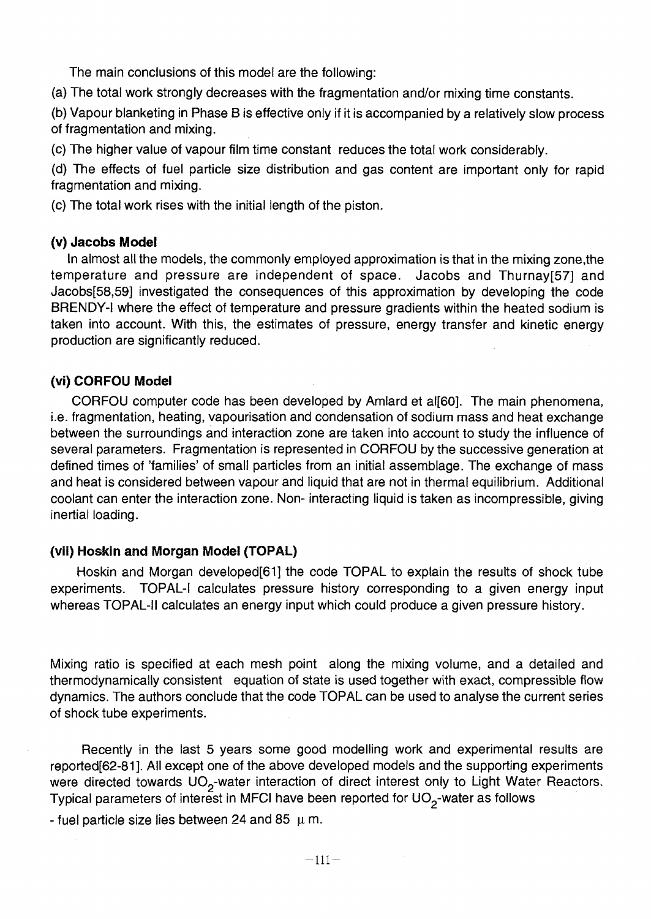The main conclusions of this model are the following:

(a) The total work strongly decreases with the fragmentation and/or mixing time constants.

(b) Vapour blanketing in Phase B is effective only if it is accompanied by a relatively slow process of fragmentation and mixing.

(c) The higher value of vapour film time constant reduces the total work considerably.

(d) The effects of fuel particle size distribution and gas content are important only for rapid fragmentation and mixing.

(c) The total work rises with the initial length of the piston.

### (v) Jacobs Model

In almost all the models, the commonly employed approximation is that in the mixing zone,the temperature and pressure are independent of space. Jacobs and Thurnay[57] and Jacobs[58,59] investigated the consequences of this approximation by developing the code BRENDY-I where the effect of temperature and pressure gradients within the heated sodium is taken into account. With this, the estimates of pressure, energy transfer and kinetic energy production are significantly reduced.

### (vi) CORFOU Model

CORFOU computer code has been developed by Amlard et al[60]. The main phenomena, i.e. fragmentation, heating, vapourisation and condensation of sodium mass and heat exchange between the surroundings and interaction zone are taken into account to study the influence of several parameters. Fragmentation is represented in CORFOU by the successive generation at defined times of 'families' of small particles from an initial assemblage. The exchange of mass and heat is considered between vapour and liquid that are not in thermal equilibrium. Additional coolant can enter the interaction zone. Non- interacting liquid is taken as incompressible, giving inertial loading.

### (vii) Hoskin and Morgan Model (TOPAL)

Hoskin and Morgan developed[61] the code TOPAL to explain the results of shock tube experiments. TOPAL-I calculates pressure history corresponding to a given energy input whereas TOPAL-II calculates an energy input which could produce a given pressure history.

Mixing ratio is specified at each mesh point along the mixing volume, and a detailed and thermodynamically consistent equation of state is used together with exact, compressible flow dynamics. The authors conclude that the code TOPAL can be used to analyse the current series of shock tube experiments.

Recently in the last 5 years some good modelling work and experimental results are reported[62-81]. All except one of the above developed models and the supporting experiments were directed towards $UO_2$-water interaction of direct interest only to Light Water Reactors. Typical parameters of interest in MFCI have been reported for $UO_2$-water as follows

- fuel particle size lies between 24 and 85 $\mu$ m.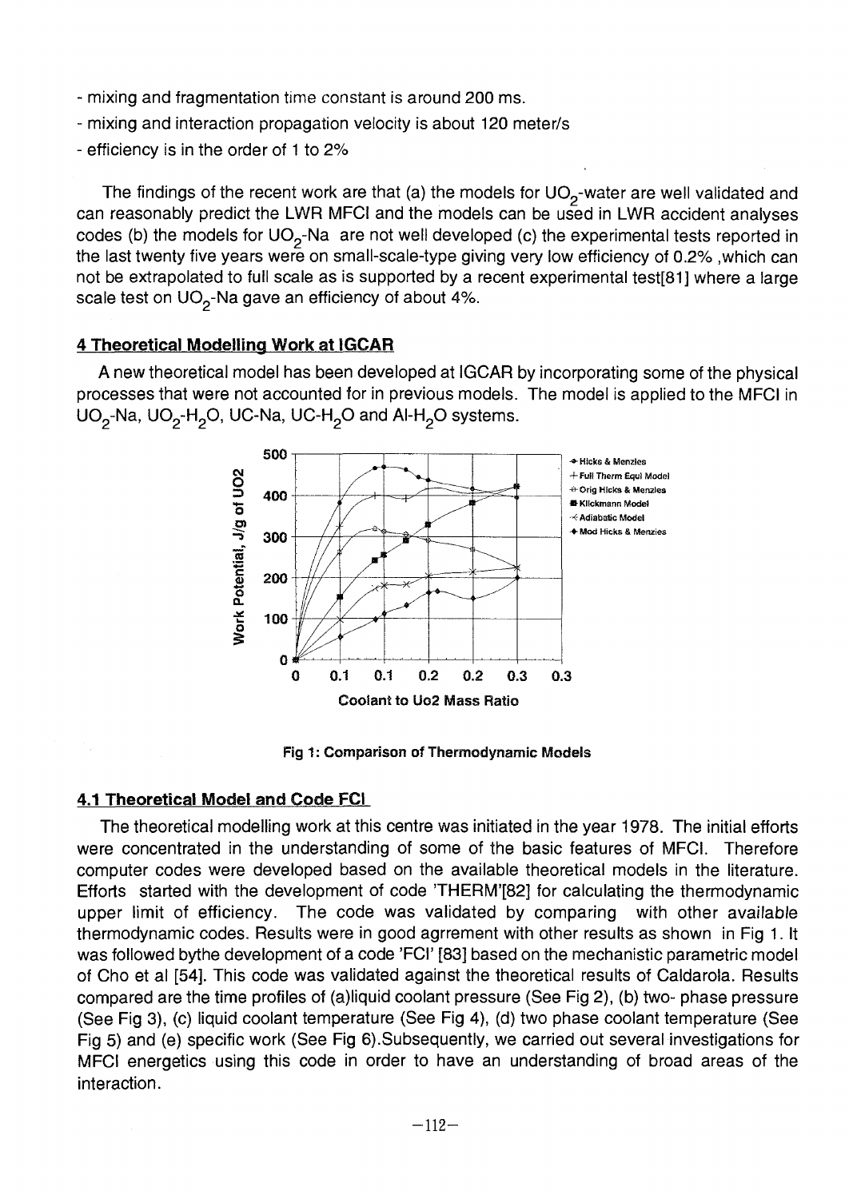- mixing and fragmentation time constant is around 200 ms.
- mixing and interaction propagation velocity is about 120 meter/s
- efficiency is in the order of 1 to 2%

The findings of the recent work are that (a) the models for $UO_2$-water are well validated and can reasonably predict the LWR MFCI and the models can be used in LWR accident analyses codes (b) the models for $UO_2$-Na are not well developed (c) the experimental tests reported in the last twenty five years were on small-scale-type giving very low efficiency of 0.2% ,which can not be extrapolated to full scale as is supported by a recent experimental test[81] where a large scale test on $UO_2$-Na gave an efficiency of about 4%.

## 4 Theoretical Modelling Work at IGCAR

A new theoretical model has been developed at IGCAR by incorporating some of the physical processes that were not accounted for in previous models. The model is applied to the MFCI in $UO_2$-Na, $UO_2$-$H_2O$, UC-Na, UC-$H_2O$ and Al-$H_2O$ systems.

Fig 1: Comparison of Thermodynamic Models

### 4.1 Theoretical Model and Code FCI

The theoretical modelling work at this centre was initiated in the year 1978. The initial efforts were concentrated in the understanding of some of the basic features of MFCI. Therefore computer codes were developed based on the available theoretical models in the literature. Efforts started with the development of code 'THERM'[82] for calculating the thermodynamic upper limit of efficiency. The code was validated by comparing with other available thermodynamic codes. Results were in good agrrement with other results as shown in Fig 1. It was followed bythe development of a code 'FCI' [83] based on the mechanistic parametric model of Cho et al [54]. This code was validated against the theoretical results of Caldarola. Results compared are the time profiles of (a)liquid coolant pressure (See Fig 2), (b) two- phase pressure (See Fig 3), (c) liquid coolant temperature (See Fig 4), (d) two phase coolant temperature (See Fig 5) and (e) specific work (See Fig 6).Subsequently, we carried out several investigations for MFCI energetics using this code in order to have an understanding of broad areas of the interaction.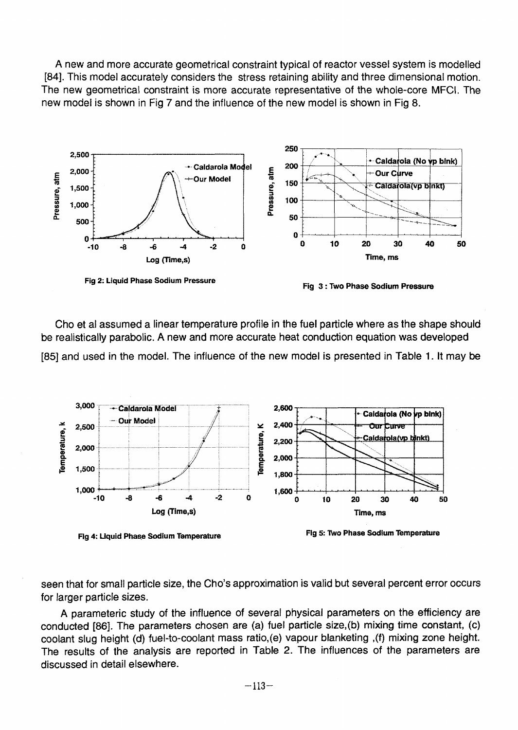A new and more accurate geometrical constraint typical of reactor vessel system is modelled [84]. This model accurately considers the stress retaining ability and three dimensional motion. The new geometrical constraint is more accurate representative of the whole-core MFCI. The new model is shown in Fig 7 and the influence of the new model is shown in Fig 8.

Fig 2: Liquid Phase Sodium Pressure

Fig 3 : Two Phase Sodium Pressure

Cho et al assumed a linear temperature profile in the fuel particle where as the shape should be realistically parabolic. A new and more accurate heat conduction equation was developed [85] and used in the model. The influence of the new model is presented in Table 1. It may be seen that for small particle size, the Cho's approximation is valid but several percent error occurs for larger particle sizes.

Fig 4: Liquid Phase Sodium Temperature

Fig 5: Two Phase Sodium Temperature

A parameteric study of the influence of several physical parameters on the efficiency are conducted [86]. The parameters chosen are (a) fuel particle size,(b) mixing time constant, (c) coolant slug height (d) fuel-to-coolant mass ratio,(e) vapour blanketing ,(f) mixing zone height. The results of the analysis are reported in Table 2. The influences of the parameters are discussed in detail elsewhere.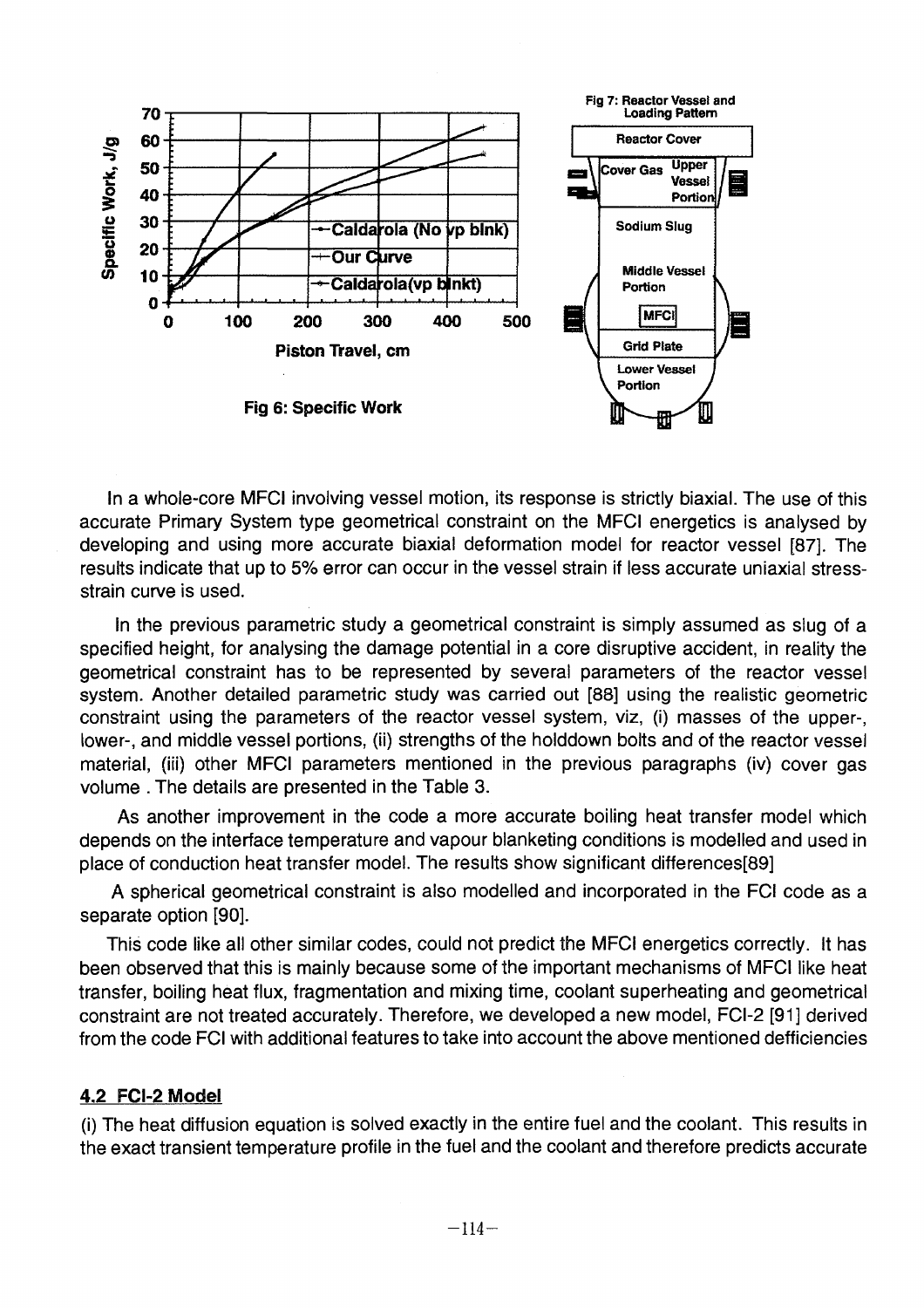Fig 6: Specific Work

Fig 7: Reactor Vessel and Loading Pattern

In a whole-core MFCI involving vessel motion, its response is strictly biaxial. The use of this accurate Primary System type geometrical constraint on the MFCI energetics is analysed by developing and using more accurate biaxial deformation model for reactor vessel [87]. The results indicate that up to 5% error can occur in the vessel strain if less accurate uniaxial stress-strain curve is used.

In the previous parametric study a geometrical constraint is simply assumed as slug of a specified height, for analysing the damage potential in a core disruptive accident, in reality the geometrical constraint has to be represented by several parameters of the reactor vessel system. Another detailed parametric study was carried out [88] using the realistic geometric constraint using the parameters of the reactor vessel system, viz, (i) masses of the upper-, lower-, and middle vessel portions, (ii) strengths of the holddown bolts and of the reactor vessel material, (iii) other MFCI parameters mentioned in the previous paragraphs (iv) cover gas volume . The details are presented in the Table 3.

As another improvement in the code a more accurate boiling heat transfer model which depends on the interface temperature and vapour blanketing conditions is modelled and used in place of conduction heat transfer model. The results show significant differences[89]

A spherical geometrical constraint is also modelled and incorporated in the FCI code as a separate option [90].

This code like all other similar codes, could not predict the MFCI energetics correctly. It has been observed that this is mainly because some of the important mechanisms of MFCI like heat transfer, boiling heat flux, fragmentation and mixing time, coolant superheating and geometrical constraint are not treated accurately. Therefore, we developed a new model, FCI-2 [91] derived from the code FCI with additional features to take into account the above mentioned defficiencies

## 4.2 FCI-2 Model

(i) The heat diffusion equation is solved exactly in the entire fuel and the coolant. This results in the exact transient temperature profile in the fuel and the coolant and therefore predicts accurate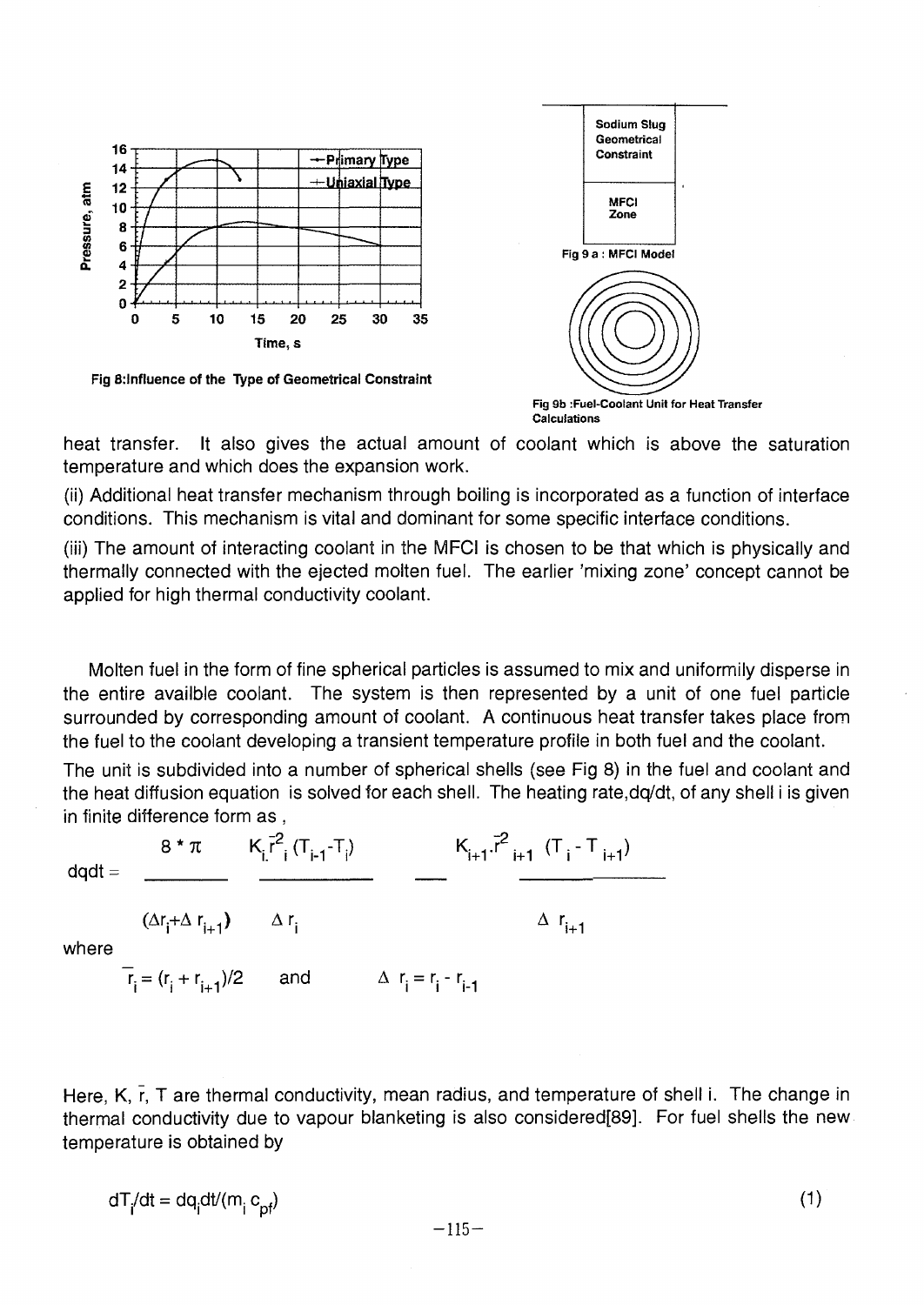Fig 8:Influence of the Type of Geometrical Constraint

Fig 9 a : MFCI Model

Fig 9b :Fuel-Coolant Unit for Heat Transfer Calculations

heat transfer. It also gives the actual amount of coolant which is above the saturation temperature and which does the expansion work.

(ii) Additional heat transfer mechanism through boiling is incorporated as a function of interface conditions. This mechanism is vital and dominant for some specific interface conditions.

(iii) The amount of interacting coolant in the MFCI is chosen to be that which is physically and thermally connected with the ejected molten fuel. The earlier 'mixing zone' concept cannot be applied for high thermal conductivity coolant.

Molten fuel in the form of fine spherical particles is assumed to mix and uniformily disperse in the entire availble coolant. The system is then represented by a unit of one fuel particle surrounded by corresponding amount of coolant. A continuous heat transfer takes place from the fuel to the coolant developing a transient temperature profile in both fuel and the coolant.

The unit is subdivided into a number of spherical shells (see Fig 8) in the fuel and coolant and the heat diffusion equation is solved for each shell. The heating rate,dq/dt, of any shell i is given in finite difference form as ,

$$dqdt = \frac{8 * \pi}{(\Delta r_i + \Delta r_{i+1})} \quad \frac{K_i \bar{r}_i^2 (T_{i-1} - T_i)}{\Delta r_i} \quad - \quad \frac{K_{i+1} \bar{r}_{i+1}^2 (T_i - T_{i+1})}{\Delta r_{i+1}}$$

where

$$\bar{r}_i = (r_i + r_{i+1})/2 \quad \text{and} \quad \Delta r_i = r_i - r_{i-1}$$

Here, K, $\bar{r}$, T are thermal conductivity, mean radius, and temperature of shell i. The change in thermal conductivity due to vapour blanketing is also considered[89]. For fuel shells the new temperature is obtained by

$$dT_i/dt = dq_i dt/(m_i \, c_{pf}) \tag{1}$$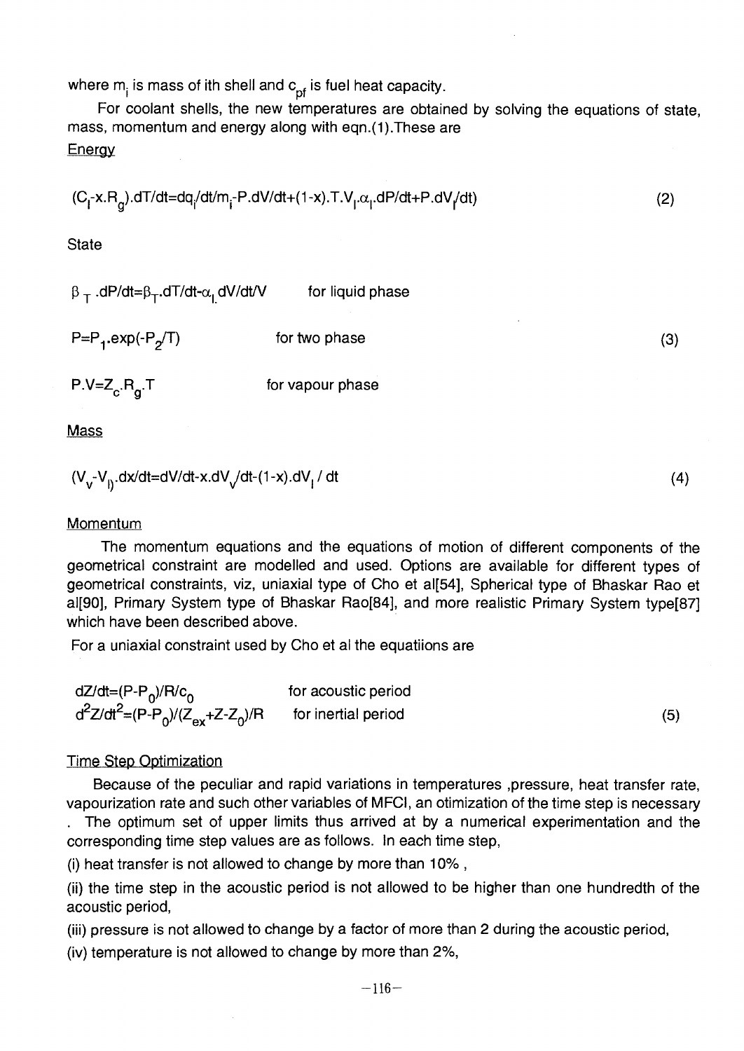where $m_i$ is mass of ith shell and $c_{pf}$ is fuel heat capacity.

For coolant shells, the new temperatures are obtained by solving the equations of state, mass, momentum and energy along with eqn.(1).These are

Energy

$$(C_l-x.R_g).dT/dt=dq_i/dt/m_i-P.dV/dt+(1-x).T.V_l.\alpha_l.dP/dt+P.dV_l/dt) \tag{2}$$

State

$$\beta_T.dP/dt=\beta_T.dT/dt-\alpha_l.dV/dt/V \quad \text{for liquid phase}$$

$$P=P_1.\exp(-P_2/T) \quad \text{for two phase} \tag{3}$$

$$P.V=Z_c.R_g.T \quad \text{for vapour phase}$$

Mass

$$(V_v-V_l).dx/dt=dV/dt-x.dV_v/dt-(1-x).dV_l/dt \tag{4}$$

Momentum

The momentum equations and the equations of motion of different components of the geometrical constraint are modelled and used. Options are available for different types of geometrical constraints, viz, uniaxial type of Cho et al[54], Spherical type of Bhaskar Rao et al[90], Primary System type of Bhaskar Rao[84], and more realistic Primary System type[87] which have been described above.

For a uniaxial constraint used by Cho et al the equatiions are

$$dZ/dt=(P-P_0)/R/c_0 \quad \text{for acoustic period}$$

$$d^2Z/dt^2=(P-P_0)/(Z_{ex}+Z-Z_0)/R \quad \text{for inertial period} \tag{5}$$

Time Step Optimization

Because of the peculiar and rapid variations in temperatures ,pressure, heat transfer rate, vapourization rate and such other variables of MFCI, an otimization of the time step is necessary . The optimum set of upper limits thus arrived at by a numerical experimentation and the corresponding time step values are as follows. In each time step,

(i) heat transfer is not allowed to change by more than 10% ,

(ii) the time step in the acoustic period is not allowed to be higher than one hundredth of the acoustic period,

(iii) pressure is not allowed to change by a factor of more than 2 during the acoustic period,

(iv) temperature is not allowed to change by more than 2%,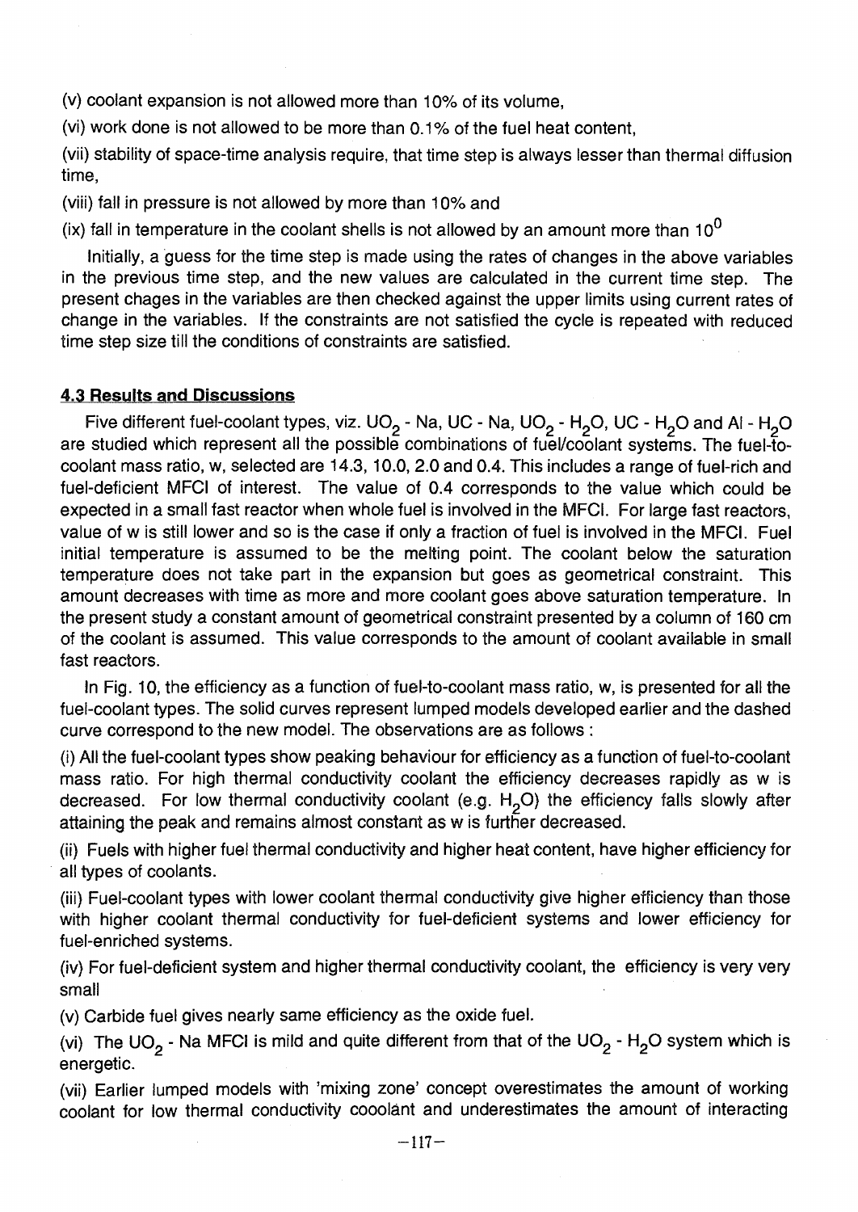(v) coolant expansion is not allowed more than 10% of its volume,

(vi) work done is not allowed to be more than 0.1% of the fuel heat content,

(vii) stability of space-time analysis require, that time step is always lesser than thermal diffusion time,

(viii) fall in pressure is not allowed by more than 10% and

(ix) fall in temperature in the coolant shells is not allowed by an amount more than $10^0$

Initially, a guess for the time step is made using the rates of changes in the above variables in the previous time step, and the new values are calculated in the current time step. The present chages in the variables are then checked against the upper limits using current rates of change in the variables. If the constraints are not satisfied the cycle is repeated with reduced time step size till the conditions of constraints are satisfied.

### 4.3 Results and Discussions

Five different fuel-coolant types, viz. $UO_2$ - Na, UC - Na, $UO_2$ - $H_2O$, UC - $H_2O$ and Al - $H_2O$ are studied which represent all the possible combinations of fuel/coolant systems. The fuel-to-coolant mass ratio, w, selected are 14.3, 10.0, 2.0 and 0.4. This includes a range of fuel-rich and fuel-deficient MFCI of interest. The value of 0.4 corresponds to the value which could be expected in a small fast reactor when whole fuel is involved in the MFCI. For large fast reactors, value of w is still lower and so is the case if only a fraction of fuel is involved in the MFCI. Fuel initial temperature is assumed to be the melting point. The coolant below the saturation temperature does not take part in the expansion but goes as geometrical constraint. This amount decreases with time as more and more coolant goes above saturation temperature. In the present study a constant amount of geometrical constraint presented by a column of 160 cm of the coolant is assumed. This value corresponds to the amount of coolant available in small fast reactors.

In Fig. 10, the efficiency as a function of fuel-to-coolant mass ratio, w, is presented for all the fuel-coolant types. The solid curves represent lumped models developed earlier and the dashed curve correspond to the new model. The observations are as follows :

(i) All the fuel-coolant types show peaking behaviour for efficiency as a function of fuel-to-coolant mass ratio. For high thermal conductivity coolant the efficiency decreases rapidly as w is decreased. For low thermal conductivity coolant (e.g. $H_2O$) the efficiency falls slowly after attaining the peak and remains almost constant as w is further decreased.

(ii) Fuels with higher fuel thermal conductivity and higher heat content, have higher efficiency for all types of coolants.

(iii) Fuel-coolant types with lower coolant thermal conductivity give higher efficiency than those with higher coolant thermal conductivity for fuel-deficient systems and lower efficiency for fuel-enriched systems.

(iv) For fuel-deficient system and higher thermal conductivity coolant, the efficiency is very very small

(v) Carbide fuel gives nearly same efficiency as the oxide fuel.

(vi) The $UO_2$ - Na MFCI is mild and quite different from that of the $UO_2$ - $H_2O$ system which is energetic.

(vii) Earlier lumped models with 'mixing zone' concept overestimates the amount of working coolant for low thermal conductivity cooolant and underestimates the amount of interacting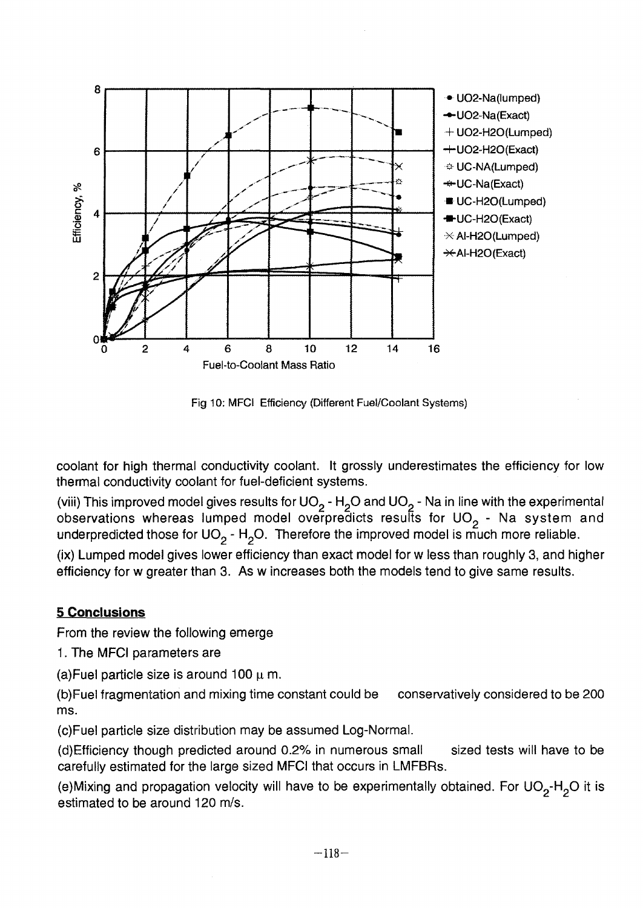Fig 10: MFCI Efficiency (Different Fuel/Coolant Systems)

coolant for high thermal conductivity coolant. It grossly underestimates the efficiency for low thermal conductivity coolant for fuel-deficient systems.

(viii) This improved model gives results for $UO_2$ - $H_2O$ and $UO_2$ - Na in line with the experimental observations whereas lumped model overpredicts results for $UO_2$ - Na system and underpredicted those for $UO_2$ - $H_2O$. Therefore the improved model is much more reliable.

(ix) Lumped model gives lower efficiency than exact model for w less than roughly 3, and higher efficiency for w greater than 3. As w increases both the models tend to give same results.

## 5 Conclusions

From the review the following emerge

1. The MFCI parameters are

(a)Fuel particle size is around 100 $\mu$ m.

(b)Fuel fragmentation and mixing time constant could be conservatively considered to be 200 ms.

(c)Fuel particle size distribution may be assumed Log-Normal.

(d)Efficiency though predicted around 0.2% in numerous small sized tests will have to be carefully estimated for the large sized MFCI that occurs in LMFBRs.

(e)Mixing and propagation velocity will have to be experimentally obtained. For $UO_2$-$H_2O$ it is estimated to be around 120 m/s.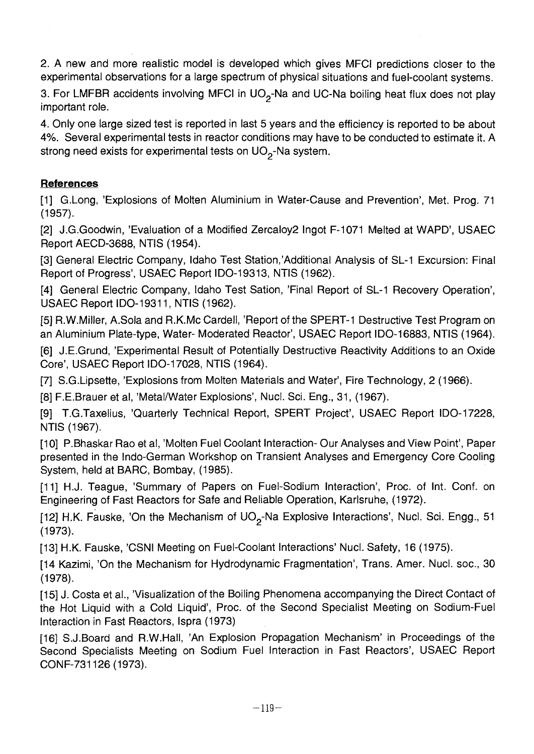2. A new and more realistic model is developed which gives MFCI predictions closer to the experimental observations for a large spectrum of physical situations and fuel-coolant systems.

3. For LMFBR accidents involving MFCI in $UO_2$-Na and UC-Na boiling heat flux does not play important role.

4. Only one large sized test is reported in last 5 years and the efficiency is reported to be about 4%. Several experimental tests in reactor conditions may have to be conducted to estimate it. A strong need exists for experimental tests on $UO_2$-Na system.

**References**

[1] G.Long, 'Explosions of Molten Aluminium in Water-Cause and Prevention', Met. Prog. 71 (1957).

[2] J.G.Goodwin, 'Evaluation of a Modified Zercaloy2 Ingot F-1071 Melted at WAPD', USAEC Report AECD-3688, NTIS (1954).

[3] General Electric Company, Idaho Test Station,'Additional Analysis of SL-1 Excursion: Final Report of Progress', USAEC Report IDO-19313, NTIS (1962).

[4] General Electric Company, Idaho Test Sation, 'Final Report of SL-1 Recovery Operation', USAEC Report IDO-19311, NTIS (1962).

[5] R.W.Miller, A.Sola and R.K.Mc Cardell, 'Report of the SPERT-1 Destructive Test Program on an Aluminium Plate-type, Water- Moderated Reactor', USAEC Report IDO-16883, NTIS (1964).

[6] J.E.Grund, 'Experimental Result of Potentially Destructive Reactivity Additions to an Oxide Core', USAEC Report IDO-17028, NTIS (1964).

[7] S.G.Lipsette, 'Explosions from Molten Materials and Water', Fire Technology, 2 (1966).

[8] F.E.Brauer et al, 'Metal/Water Explosions', Nucl. Sci. Eng., 31, (1967).

[9] T.G.Taxelius, 'Quarterly Technical Report, SPERT Project', USAEC Report IDO-17228, NTIS (1967).

[10] P.Bhaskar Rao et al, 'Molten Fuel Coolant Interaction- Our Analyses and View Point', Paper presented in the Indo-German Workshop on Transient Analyses and Emergency Core Cooling System, held at BARC, Bombay, (1985).

[11] H.J. Teague, 'Summary of Papers on Fuel-Sodium Interaction', Proc. of Int. Conf. on Engineering of Fast Reactors for Safe and Reliable Operation, Karlsruhe, (1972).

[12] H.K. Fauske, 'On the Mechanism of $UO_2$-Na Explosive Interactions', Nucl. Sci. Engg., 51 (1973).

[13] H.K. Fauske, 'CSNI Meeting on Fuel-Coolant Interactions' Nucl. Safety, 16 (1975).

[14 Kazimi, 'On the Mechanism for Hydrodynamic Fragmentation', Trans. Amer. Nucl. soc., 30 (1978).

[15] J. Costa et al., 'Visualization of the Boiling Phenomena accompanying the Direct Contact of the Hot Liquid with a Cold Liquid', Proc. of the Second Specialist Meeting on Sodium-Fuel Interaction in Fast Reactors, Ispra (1973)

[16] S.J.Board and R.W.Hall, 'An Explosion Propagation Mechanism' in Proceedings of the Second Specialists Meeting on Sodium Fuel Interaction in Fast Reactors', USAEC Report CONF-731126 (1973).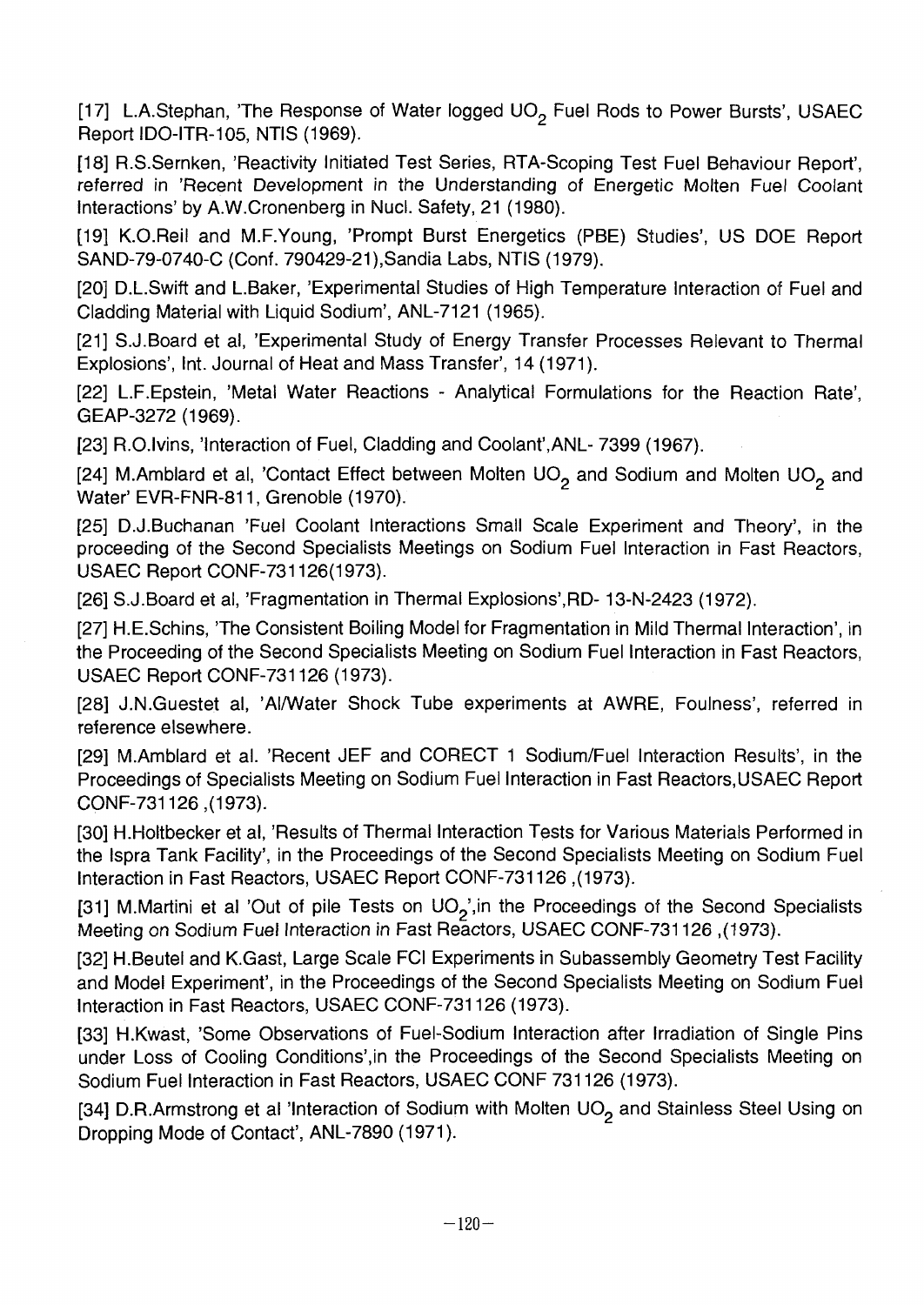[17] L.A.Stephan, 'The Response of Water logged $UO_2$ Fuel Rods to Power Bursts', USAEC Report IDO-ITR-105, NTIS (1969).

[18] R.S.Semken, 'Reactivity Initiated Test Series, RTA-Scoping Test Fuel Behaviour Report', referred in 'Recent Development in the Understanding of Energetic Molten Fuel Coolant Interactions' by A.W.Cronenberg in Nucl. Safety, 21 (1980).

[19] K.O.Reil and M.F.Young, 'Prompt Burst Energetics (PBE) Studies', US DOE Report SAND-79-0740-C (Conf. 790429-21),Sandia Labs, NTIS (1979).

[20] D.L.Swift and L.Baker, 'Experimental Studies of High Temperature Interaction of Fuel and Cladding Material with Liquid Sodium', ANL-7121 (1965).

[21] S.J.Board et al, 'Experimental Study of Energy Transfer Processes Relevant to Thermal Explosions', Int. Journal of Heat and Mass Transfer', 14 (1971).

[22] L.F.Epstein, 'Metal Water Reactions - Analytical Formulations for the Reaction Rate', GEAP-3272 (1969).

[23] R.O.Ivins, 'Interaction of Fuel, Cladding and Coolant',ANL- 7399 (1967).

[24] M.Amblard et al, 'Contact Effect between Molten $UO_2$ and Sodium and Molten $UO_2$ and Water' EVR-FNR-811, Grenoble (1970).

[25] D.J.Buchanan 'Fuel Coolant Interactions Small Scale Experiment and Theory', in the proceeding of the Second Specialists Meetings on Sodium Fuel Interaction in Fast Reactors, USAEC Report CONF-731126(1973).

[26] S.J.Board et al, 'Fragmentation in Thermal Explosions',RD- 13-N-2423 (1972).

[27] H.E.Schins, 'The Consistent Boiling Model for Fragmentation in Mild Thermal Interaction', in the Proceeding of the Second Specialists Meeting on Sodium Fuel Interaction in Fast Reactors, USAEC Report CONF-731126 (1973).

[28] J.N.Guestet al, 'Al/Water Shock Tube experiments at AWRE, Foulness', referred in reference elsewhere.

[29] M.Amblard et al. 'Recent JEF and CORECT 1 Sodium/Fuel Interaction Results', in the Proceedings of Specialists Meeting on Sodium Fuel Interaction in Fast Reactors,USAEC Report CONF-731126 ,(1973).

[30] H.Holtbecker et al, 'Results of Thermal Interaction Tests for Various Materials Performed in the Ispra Tank Facility', in the Proceedings of the Second Specialists Meeting on Sodium Fuel Interaction in Fast Reactors, USAEC Report CONF-731126 ,(1973).

[31] M.Martini et al 'Out of pile Tests on $UO_2$',in the Proceedings of the Second Specialists Meeting on Sodium Fuel Interaction in Fast Reactors, USAEC CONF-731126 ,(1973).

[32] H.Beutel and K.Gast, Large Scale FCI Experiments in Subassembly Geometry Test Facility and Model Experiment', in the Proceedings of the Second Specialists Meeting on Sodium Fuel Interaction in Fast Reactors, USAEC CONF-731126 (1973).

[33] H.Kwast, 'Some Observations of Fuel-Sodium Interaction after Irradiation of Single Pins under Loss of Cooling Conditions',in the Proceedings of the Second Specialists Meeting on Sodium Fuel Interaction in Fast Reactors, USAEC CONF 731126 (1973).

[34] D.R.Armstrong et al 'Interaction of Sodium with Molten $UO_2$ and Stainless Steel Using on Dropping Mode of Contact', ANL-7890 (1971).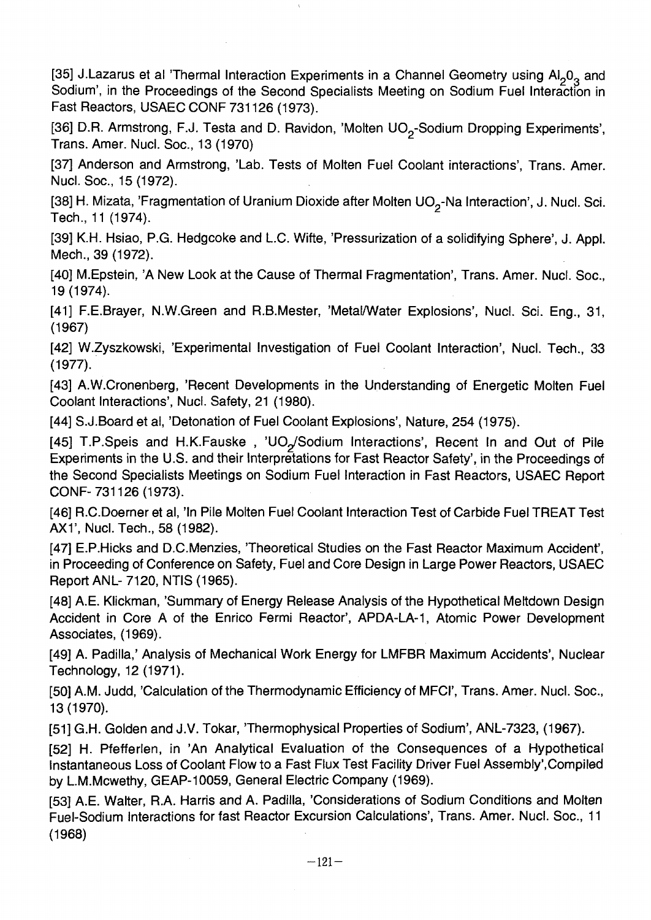[35] J.Lazarus et al 'Thermal Interaction Experiments in a Channel Geometry using $Al_2O_3$ and Sodium', in the Proceedings of the Second Specialists Meeting on Sodium Fuel Interaction in Fast Reactors, USAEC CONF 731126 (1973).

[36] D.R. Armstrong, F.J. Testa and D. Ravidon, 'Molten $UO_2$-Sodium Dropping Experiments', Trans. Amer. Nucl. Soc., 13 (1970)

[37] Anderson and Armstrong, 'Lab. Tests of Molten Fuel Coolant interactions', Trans. Amer. Nucl. Soc., 15 (1972).

[38] H. Mizata, 'Fragmentation of Uranium Dioxide after Molten $UO_2$-Na Interaction', J. Nucl. Sci. Tech., 11 (1974).

[39] K.H. Hsiao, P.G. Hedgcoke and L.C. Wifte, 'Pressurization of a solidifying Sphere', J. Appl. Mech., 39 (1972).

[40] M.Epstein, 'A New Look at the Cause of Thermal Fragmentation', Trans. Amer. Nucl. Soc., 19 (1974).

[41] F.E.Brayer, N.W.Green and R.B.Mester, 'Metal/Water Explosions', Nucl. Sci. Eng., 31, (1967)

[42] W.Zyszkowski, 'Experimental Investigation of Fuel Coolant Interaction', Nucl. Tech., 33 (1977).

[43] A.W.Cronenberg, 'Recent Developments in the Understanding of Energetic Molten Fuel Coolant Interactions', Nucl. Safety, 21 (1980).

[44] S.J.Board et al, 'Detonation of Fuel Coolant Explosions', Nature, 254 (1975).

[45] T.P.Speis and H.K.Fauske , '$UO_2$/Sodium Interactions', Recent In and Out of Pile Experiments in the U.S. and their Interpretations for Fast Reactor Safety', in the Proceedings of the Second Specialists Meetings on Sodium Fuel Interaction in Fast Reactors, USAEC Report CONF- 731126 (1973).

[46] R.C.Doerner et al, 'In Pile Molten Fuel Coolant Interaction Test of Carbide Fuel TREAT Test AX1', Nucl. Tech., 58 (1982).

[47] E.P.Hicks and D.C.Menzies, 'Theoretical Studies on the Fast Reactor Maximum Accident', in Proceeding of Conference on Safety, Fuel and Core Design in Large Power Reactors, USAEC Report ANL- 7120, NTIS (1965).

[48] A.E. Klickman, 'Summary of Energy Release Analysis of the Hypothetical Meltdown Design Accident in Core A of the Enrico Fermi Reactor', APDA-LA-1, Atomic Power Development Associates, (1969).

[49] A. Padilla,' Analysis of Mechanical Work Energy for LMFBR Maximum Accidents', Nuclear Technology, 12 (1971).

[50] A.M. Judd, 'Calculation of the Thermodynamic Efficiency of MFCI', Trans. Amer. Nucl. Soc., 13 (1970).

[51] G.H. Golden and J.V. Tokar, 'Thermophysical Properties of Sodium', ANL-7323, (1967).

[52] H. Pfefferlen, in 'An Analytical Evaluation of the Consequences of a Hypothetical Instantaneous Loss of Coolant Flow to a Fast Flux Test Facility Driver Fuel Assembly',Compiled by L.M.Mcwethy, GEAP-10059, General Electric Company (1969).

[53] A.E. Walter, R.A. Harris and A. Padilla, 'Considerations of Sodium Conditions and Molten Fuel-Sodium Interactions for fast Reactor Excursion Calculations', Trans. Amer. Nucl. Soc., 11 (1968)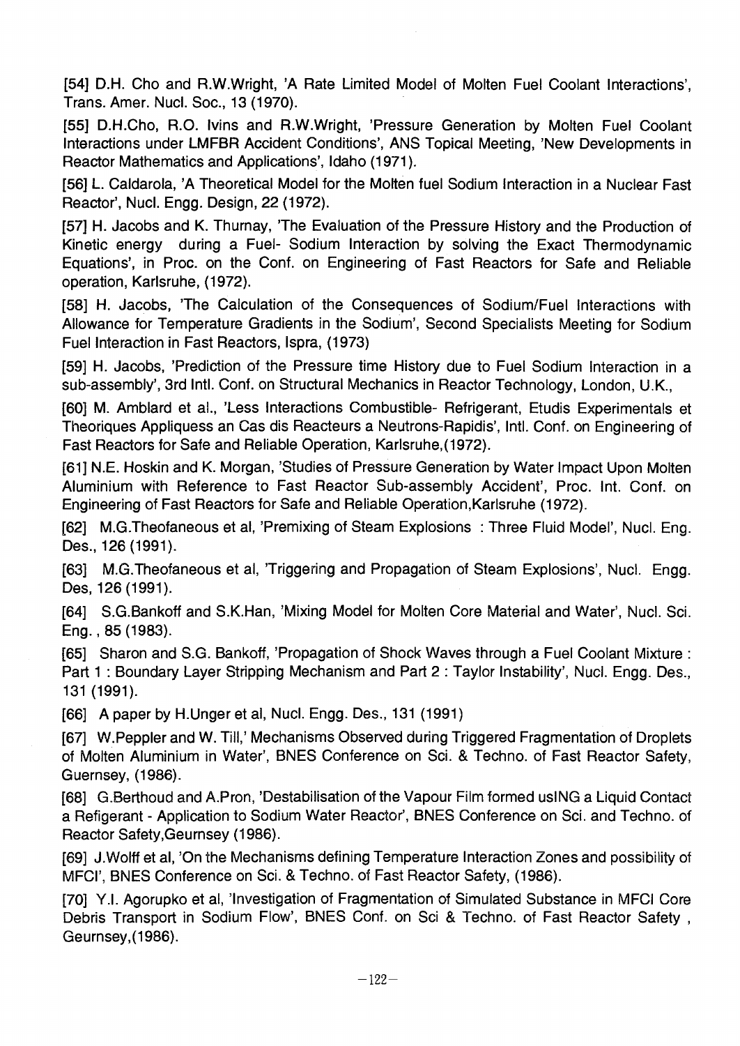[54] D.H. Cho and R.W.Wright, 'A Rate Limited Model of Molten Fuel Coolant Interactions', Trans. Amer. Nucl. Soc., 13 (1970).

[55] D.H.Cho, R.O. Ivins and R.W.Wright, 'Pressure Generation by Molten Fuel Coolant Interactions under LMFBR Accident Conditions', ANS Topical Meeting, 'New Developments in Reactor Mathematics and Applications', Idaho (1971).

[56] L. Caldarola, 'A Theoretical Model for the Molten fuel Sodium Interaction in a Nuclear Fast Reactor', Nucl. Engg. Design, 22 (1972).

[57] H. Jacobs and K. Thurnay, 'The Evaluation of the Pressure History and the Production of Kinetic energy during a Fuel- Sodium Interaction by solving the Exact Thermodynamic Equations', in Proc. on the Conf. on Engineering of Fast Reactors for Safe and Reliable operation, Karlsruhe, (1972).

[58] H. Jacobs, 'The Calculation of the Consequences of Sodium/Fuel Interactions with Allowance for Temperature Gradients in the Sodium', Second Specialists Meeting for Sodium Fuel Interaction in Fast Reactors, Ispra, (1973)

[59] H. Jacobs, 'Prediction of the Pressure time History due to Fuel Sodium Interaction in a sub-assembly', 3rd Intl. Conf. on Structural Mechanics in Reactor Technology, London, U.K.,

[60] M. Amblard et al., 'Less Interactions Combustible- Refrigerant, Etudis Experimentals et Theoriques Appliquess an Cas dis Reacteurs a Neutrons-Rapidis', Intl. Conf. on Engineering of Fast Reactors for Safe and Reliable Operation, Karlsruhe,(1972).

[61] N.E. Hoskin and K. Morgan, 'Studies of Pressure Generation by Water Impact Upon Molten Aluminium with Reference to Fast Reactor Sub-assembly Accident', Proc. Int. Conf. on Engineering of Fast Reactors for Safe and Reliable Operation,Karlsruhe (1972).

[62] M.G.Theofaneous et al, 'Premixing of Steam Explosions : Three Fluid Model', Nucl. Eng. Des., 126 (1991).

[63] M.G.Theofaneous et al, 'Triggering and Propagation of Steam Explosions', Nucl. Engg. Des, 126 (1991).

[64] S.G.Bankoff and S.K.Han, 'Mixing Model for Molten Core Material and Water', Nucl. Sci. Eng. , 85 (1983).

[65] Sharon and S.G. Bankoff, 'Propagation of Shock Waves through a Fuel Coolant Mixture : Part 1 : Boundary Layer Stripping Mechanism and Part 2 : Taylor Instability', Nucl. Engg. Des., 131 (1991).

[66] A paper by H.Unger et al, Nucl. Engg. Des., 131 (1991)

[67] W.Peppler and W. Till,' Mechanisms Observed during Triggered Fragmentation of Droplets of Molten Aluminium in Water', BNES Conference on Sci. & Techno. of Fast Reactor Safety, Guernsey, (1986).

[68] G.Berthoud and A.Pron, 'Destabilisation of the Vapour Film formed usING a Liquid Contact a Refigerant - Application to Sodium Water Reactor', BNES Conference on Sci. and Techno. of Reactor Safety,Geurnsey (1986).

[69] J.Wolff et al, 'On the Mechanisms defining Temperature Interaction Zones and possibility of MFCI', BNES Conference on Sci. & Techno. of Fast Reactor Safety, (1986).

[70] Y.I. Agorupko et al, 'Investigation of Fragmentation of Simulated Substance in MFCI Core Debris Transport in Sodium Flow', BNES Conf. on Sci & Techno. of Fast Reactor Safety , Geurnsey,(1986).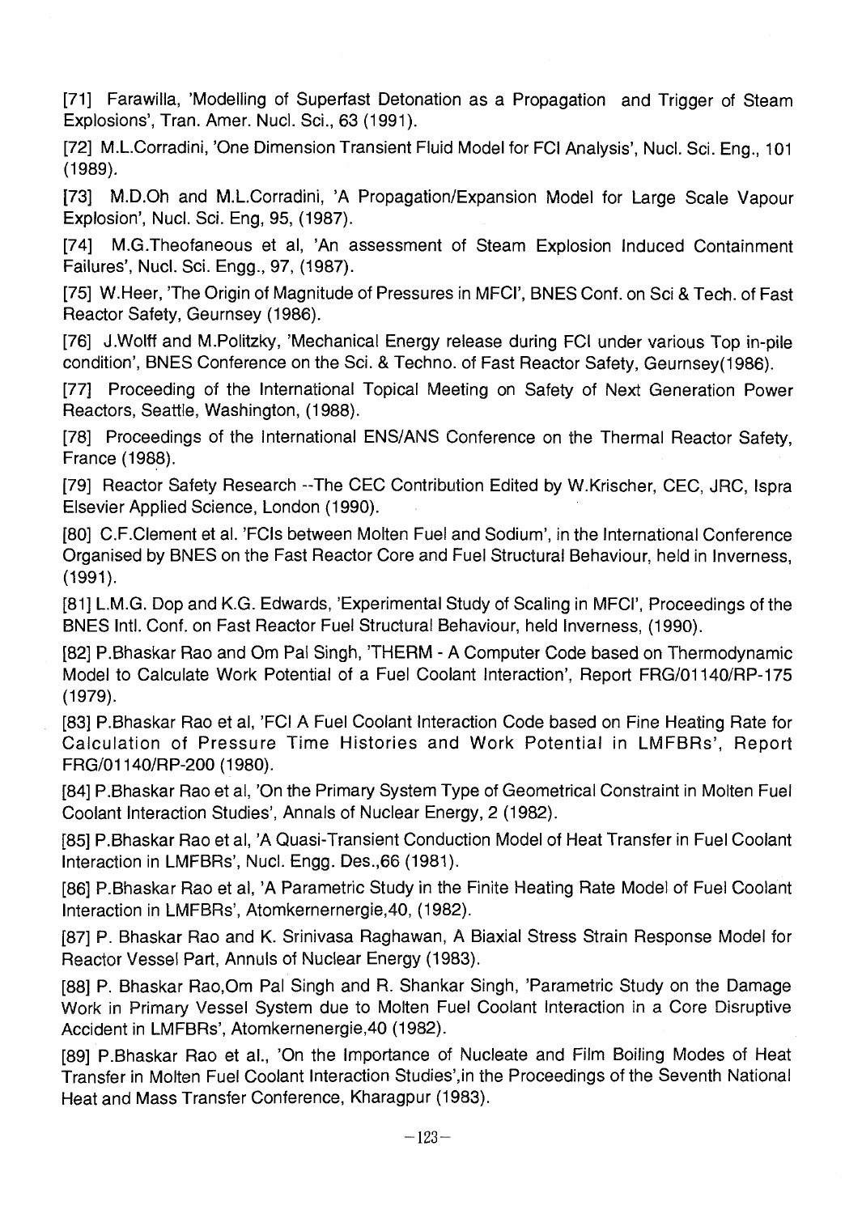[71] Farawilla, 'Modelling of Superfast Detonation as a Propagation and Trigger of Steam Explosions', Tran. Amer. Nucl. Sci., 63 (1991).

[72] M.L.Corradini, 'One Dimension Transient Fluid Model for FCI Analysis', Nucl. Sci. Eng., 101 (1989).

[73] M.D.Oh and M.L.Corradini, 'A Propagation/Expansion Model for Large Scale Vapour Explosion', Nucl. Sci. Eng, 95, (1987).

[74] M.G.Theofaneous et al, 'An assessment of Steam Explosion Induced Containment Failures', Nucl. Sci. Engg., 97, (1987).

[75] W.Heer, 'The Origin of Magnitude of Pressures in MFCI', BNES Conf. on Sci & Tech. of Fast Reactor Safety, Geurnsey (1986).

[76] J.Wolff and M.Politzky, 'Mechanical Energy release during FCI under various Top in-pile condition', BNES Conference on the Sci. & Techno. of Fast Reactor Safety, Geurnsey(1986).

[77] Proceeding of the International Topical Meeting on Safety of Next Generation Power Reactors, Seattle, Washington, (1988).

[78] Proceedings of the International ENS/ANS Conference on the Thermal Reactor Safety, France (1988).

[79] Reactor Safety Research --The CEC Contribution Edited by W.Krischer, CEC, JRC, Ispra Elsevier Applied Science, London (1990).

[80] C.F.Clement et al. 'FCIs between Molten Fuel and Sodium', in the International Conference Organised by BNES on the Fast Reactor Core and Fuel Structural Behaviour, held in Inverness, (1991).

[81] L.M.G. Dop and K.G. Edwards, 'Experimental Study of Scaling in MFCI', Proceedings of the BNES Intl. Conf. on Fast Reactor Fuel Structural Behaviour, held Inverness, (1990).

[82] P.Bhaskar Rao and Om Pal Singh, 'THERM - A Computer Code based on Thermodynamic Model to Calculate Work Potential of a Fuel Coolant Interaction', Report FRG/01140/RP-175 (1979).

[83] P.Bhaskar Rao et al, 'FCI A Fuel Coolant Interaction Code based on Fine Heating Rate for Calculation of Pressure Time Histories and Work Potential in LMFBRs', Report FRG/01140/RP-200 (1980).

[84] P.Bhaskar Rao et al, 'On the Primary System Type of Geometrical Constraint in Molten Fuel Coolant Interaction Studies', Annals of Nuclear Energy, 2 (1982).

[85] P.Bhaskar Rao et al, 'A Quasi-Transient Conduction Model of Heat Transfer in Fuel Coolant Interaction in LMFBRs', Nucl. Engg. Des.,66 (1981).

[86] P.Bhaskar Rao et al, 'A Parametric Study in the Finite Heating Rate Model of Fuel Coolant Interaction in LMFBRs', Atomkernernergie,40, (1982).

[87] P. Bhaskar Rao and K. Srinivasa Raghawan, A Biaxial Stress Strain Response Model for Reactor Vessel Part, Annuls of Nuclear Energy (1983).

[88] P. Bhaskar Rao,Om Pal Singh and R. Shankar Singh, 'Parametric Study on the Damage Work in Primary Vessel System due to Molten Fuel Coolant Interaction in a Core Disruptive Accident in LMFBRs', Atomkernenergie,40 (1982).

[89] P.Bhaskar Rao et al., 'On the Importance of Nucleate and Film Boiling Modes of Heat Transfer in Molten Fuel Coolant Interaction Studies',in the Proceedings of the Seventh National Heat and Mass Transfer Conference, Kharagpur (1983).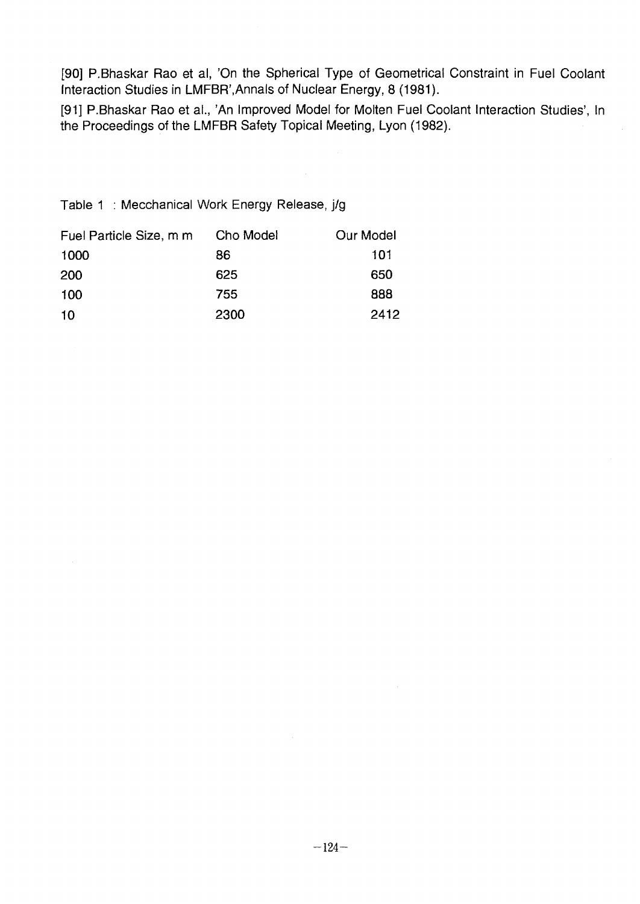[90] P.Bhaskar Rao et al, 'On the Spherical Type of Geometrical Constraint in Fuel Coolant Interaction Studies in LMFBR',Annals of Nuclear Energy, 8 (1981).

[91] P.Bhaskar Rao et al., 'An Improved Model for Molten Fuel Coolant Interaction Studies', In the Proceedings of the LMFBR Safety Topical Meeting, Lyon (1982).

Table 1 : Mecchanical Work Energy Release, j/g

| Fuel Particle Size, m m | Cho Model | Our Model |
| --- | --- | --- |
| 1000 | 86 | 101 |
| 200 | 625 | 650 |
| 100 | 755 | 888 |
| 10 | 2300 | 2412 |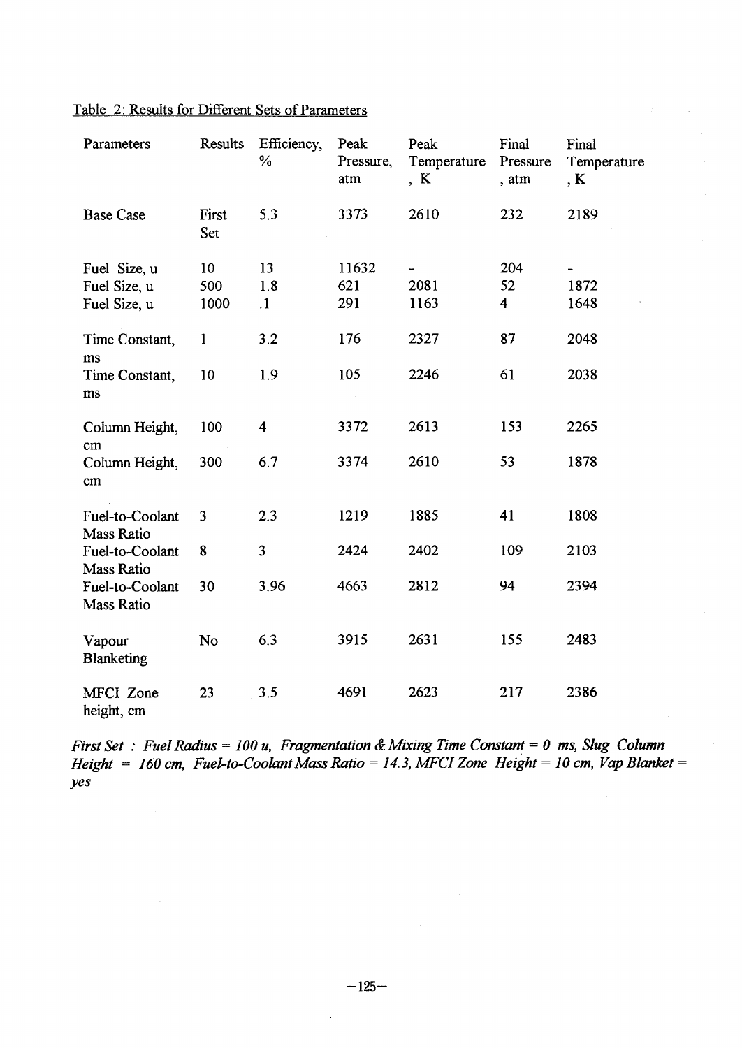Table 2: Results for Different Sets of Parameters

| Parameters | Results | Efficiency, % | Peak Pressure, atm | Peak Temperature, K | Final Pressure, atm | Final Temperature, K |
|---|---|---|---|---|---|---|
| Base Case | First Set | 5.3 | 3373 | 2610 | 232 | 2189 |
| Fuel Size, u | 10 | 13 | 11632 | - | 204 | - |
| Fuel Size, u | 500 | 1.8 | 621 | 2081 | 52 | 1872 |
| Fuel Size, u | 1000 | .1 | 291 | 1163 | 4 | 1648 |
| Time Constant, ms | 1 | 3.2 | 176 | 2327 | 87 | 2048 |
| Time Constant, ms | 10 | 1.9 | 105 | 2246 | 61 | 2038 |
| Column Height, cm | 100 | 4 | 3372 | 2613 | 153 | 2265 |
| Column Height, cm | 300 | 6.7 | 3374 | 2610 | 53 | 1878 |
| Fuel-to-Coolant Mass Ratio | 3 | 2.3 | 1219 | 1885 | 41 | 1808 |
| Fuel-to-Coolant Mass Ratio | 8 | 3 | 2424 | 2402 | 109 | 2103 |
| Fuel-to-Coolant Mass Ratio | 30 | 3.96 | 4663 | 2812 | 94 | 2394 |
| Vapour Blanketing | No | 6.3 | 3915 | 2631 | 155 | 2483 |
| MFCI Zone height, cm | 23 | 3.5 | 4691 | 2623 | 217 | 2386 |

*First Set : Fuel Radius = 100 u, Fragmentation & Mixing Time Constant = 0 ms, Slug Column Height = 160 cm, Fuel-to-Coolant Mass Ratio = 14.3, MFCI Zone Height = 10 cm, Vap Blanket = yes*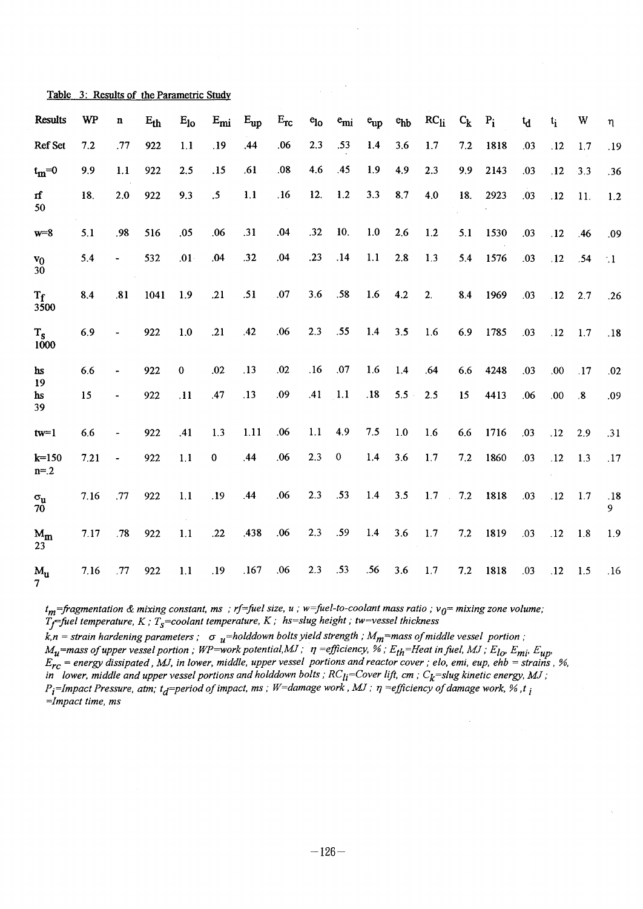Table 3: Results of the Parametric Study

| Results | WP | n | $E_{th}$ | $E_{lo}$ | $E_{mi}$ | $E_{up}$ | $E_{rc}$ | $e_{lo}$ | $e_{mi}$ | $e_{up}$ | $e_{hb}$ | $RC_{li}$ | $C_k$ | $P_i$ | $t_d$ | $t_i$ | W | $\eta$ |
|---|---|---|---|---|---|---|---|---|---|---|---|---|---|---|---|---|---|---|
| Ref Set | 7.2 | .77 | 922 | 1.1 | .19 | .44 | .06 | 2.3 | .53 | 1.4 | 3.6 | 1.7 | 7.2 | 1818 | .03 | .12 | 1.7 | .19 |
| $t_m$=0 | 9.9 | 1.1 | 922 | 2.5 | .15 | .61 | .08 | 4.6 | .45 | 1.9 | 4.9 | 2.3 | 9.9 | 2143 | .03 | .12 | 3.3 | .36 |
| rf 50 | 18. | 2.0 | 922 | 9.3 | .5 | 1.1 | .16 | 12. | 1.2 | 3.3 | 8.7 | 4.0 | 18. | 2923 | .03 | .12 | 11. | 1.2 |
| w=8 | 5.1 | .98 | 516 | .05 | .06 | .31 | .04 | .32 | 10. | 1.0 | 2.6 | 1.2 | 5.1 | 1530 | .03 | .12 | .46 | .09 |
| $v_0$ 30 | 5.4 | - | 532 | .01 | .04 | .32 | .04 | .23 | .14 | 1.1 | 2.8 | 1.3 | 5.4 | 1576 | .03 | .12 | .54 | .1 |
| $T_f$ 3500 | 8.4 | .81 | 1041 | 1.9 | .21 | .51 | .07 | 3.6 | .58 | 1.6 | 4.2 | 2. | 8.4 | 1969 | .03 | .12 | 2.7 | .26 |
| $T_s$ 1000 | 6.9 | - | 922 | 1.0 | .21 | .42 | .06 | 2.3 | .55 | 1.4 | 3.5 | 1.6 | 6.9 | 1785 | .03 | .12 | 1.7 | .18 |
| hs 19 | 6.6 | - | 922 | 0 | .02 | .13 | .02 | .16 | .07 | 1.6 | 1.4 | .64 | 6.6 | 4248 | .03 | .00 | .17 | .02 |
| hs 39 | 15 | - | 922 | .11 | .47 | .13 | .09 | .41 | 1.1 | .18 | 5.5 | 2.5 | 15 | 4413 | .06 | .00 | .8 | .09 |
| tw=1 | 6.6 | - | 922 | .41 | 1.3 | 1.11 | .06 | 1.1 | 4.9 | 7.5 | 1.0 | 1.6 | 6.6 | 1716 | .03 | .12 | 2.9 | .31 |
| k=150 n=.2 | 7.21 | - | 922 | 1.1 | 0 | .44 | .06 | 2.3 | 0 | 1.4 | 3.6 | 1.7 | 7.2 | 1860 | .03 | .12 | 1.3 | .17 |
| $\sigma_u$ 70 | 7.16 | .77 | 922 | 1.1 | .19 | .44 | .06 | 2.3 | .53 | 1.4 | 3.5 | 1.7 | 7.2 | 1818 | .03 | .12 | 1.7 | .189 |
| $M_m$ 23 | 7.17 | .78 | 922 | 1.1 | .22 | .438 | .06 | 2.3 | .59 | 1.4 | 3.6 | 1.7 | 7.2 | 1819 | .03 | .12 | 1.8 | 1.9 |
| $M_u$ 7 | 7.16 | .77 | 922 | 1.1 | .19 | .167 | .06 | 2.3 | .53 | .56 | 3.6 | 1.7 | 7.2 | 1818 | .03 | .12 | 1.5 | .16 |

*$t_m$=fragmentation & mixing constant, ms ; rf=fuel size, u ; w=fuel-to-coolant mass ratio ; $v_0$= mixing zone volume; $T_f$=fuel temperature, K ; $T_s$=coolant temperature, K ; hs=slug height ; tw=vessel thickness*

*k,n = strain hardening parameters ; $\sigma_u$=holddown bolts yield strength ; $M_m$=mass of middle vessel portion ; $M_u$=mass of upper vessel portion ; WP=work potential,MJ ; $\eta$ =efficiency, % ; $E_{th}$=Heat in fuel, MJ ; $E_{lo}$, $E_{mi}$, $E_{up}$, $E_{rc}$ = energy dissipated , MJ, in lower, middle, upper vessel portions and reactor cover ; elo, emi, eup, ehb = strains , %, in lower, middle and upper vessel portions and holddown bolts ; $RC_{li}$=Cover lift, cm ; $C_k$=slug kinetic energy, MJ ; $P_i$=Impact Pressure, atm; $t_d$=period of impact, ms ; W=damage work , MJ ; $\eta$ =efficiency of damage work, % ,$t_i$ =Impact time, ms*